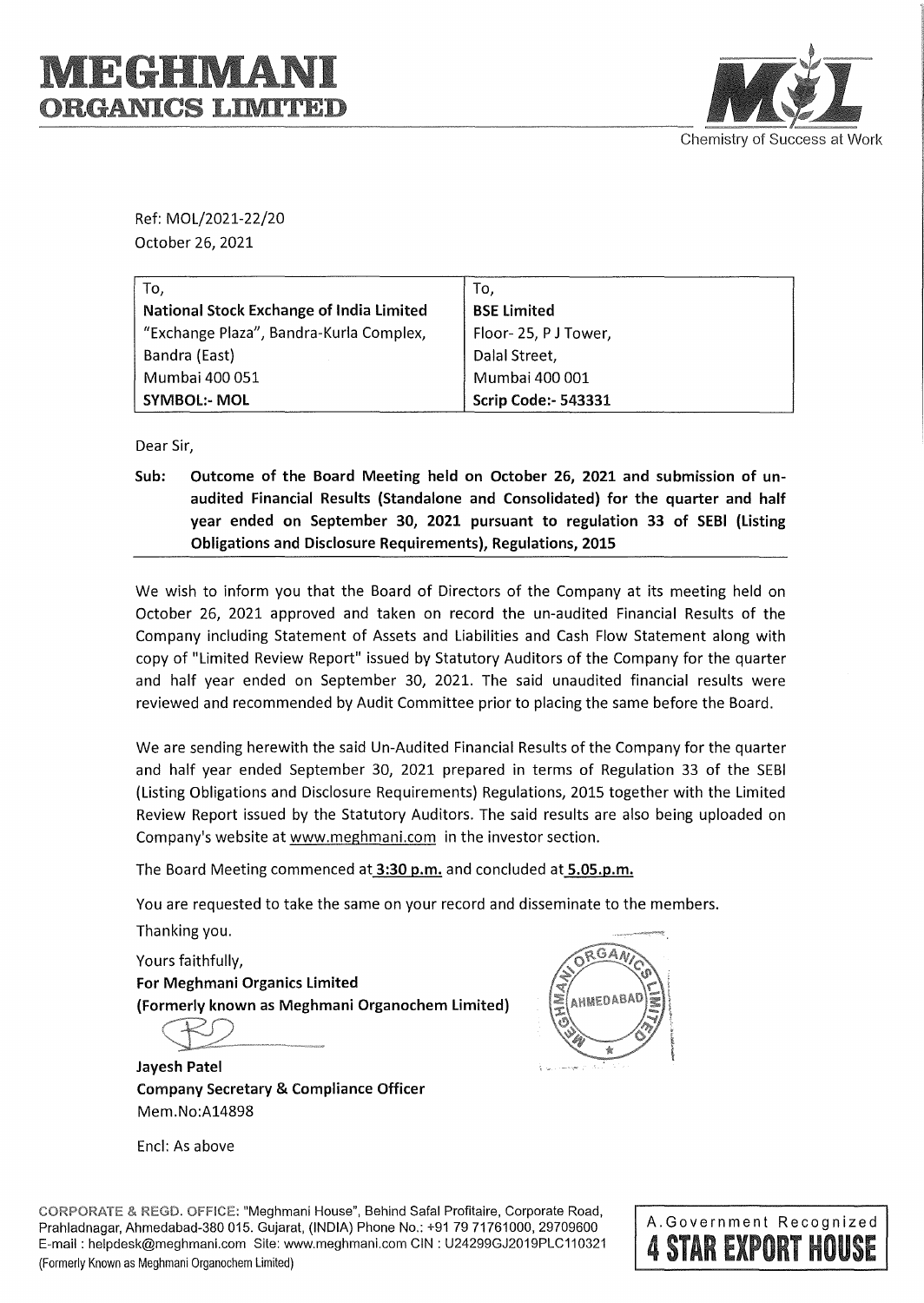# MEGHMANI ORGANICS LIMITED

Chemistry of Success at Work

Ref: MOL/2021-22/20
October 26, 2021

| To, | To, |
|---|---|
| **National Stock Exchange of India Limited** | **BSE Limited** |
| "Exchange Plaza", Bandra-Kurla Complex, | Floor- 25, P J Tower, |
| Bandra (East) | Dalal Street, |
| Mumbai 400 051 | Mumbai 400 001 |
| **SYMBOL:- MOL** | **Scrip Code:- 543331** |

Dear Sir,

**Sub: Outcome of the Board Meeting held on October 26, 2021 and submission of un-audited Financial Results (Standalone and Consolidated) for the quarter and half year ended on September 30, 2021 pursuant to regulation 33 of SEBI (Listing Obligations and Disclosure Requirements), Regulations, 2015**

We wish to inform you that the Board of Directors of the Company at its meeting held on October 26, 2021 approved and taken on record the un-audited Financial Results of the Company including Statement of Assets and Liabilities and Cash Flow Statement along with copy of "Limited Review Report" issued by Statutory Auditors of the Company for the quarter and half year ended on September 30, 2021. The said unaudited financial results were reviewed and recommended by Audit Committee prior to placing the same before the Board.

We are sending herewith the said Un-Audited Financial Results of the Company for the quarter and half year ended September 30, 2021 prepared in terms of Regulation 33 of the SEBI (Listing Obligations and Disclosure Requirements) Regulations, 2015 together with the Limited Review Report issued by the Statutory Auditors. The said results are also being uploaded on Company's website at www.meghmani.com in the investor section.

The Board Meeting commenced at **3:30 p.m.** and concluded at **5.05.p.m.**

You are requested to take the same on your record and disseminate to the members.

Thanking you.

Yours faithfully,
**For Meghmani Organics Limited**
**(Formerly known as Meghmani Organochem Limited)**

**Jayesh Patel**
**Company Secretary & Compliance Officer**
Mem.No:A14898

Encl: As above

CORPORATE & REGD. OFFICE: "Meghmani House", Behind Safal Profitaire, Corporate Road, Prahladnagar, Ahmedabad-380 015. Gujarat, (INDIA) Phone No.: +91 79 71761000, 29709600
E-mail : helpdesk@meghmani.com Site: www.meghmani.com CIN : U24299GJ2019PLC110321
(Formerly Known as Meghmani Organochem Limited)

A Government Recognized **4 STAR EXPORT HOUSE**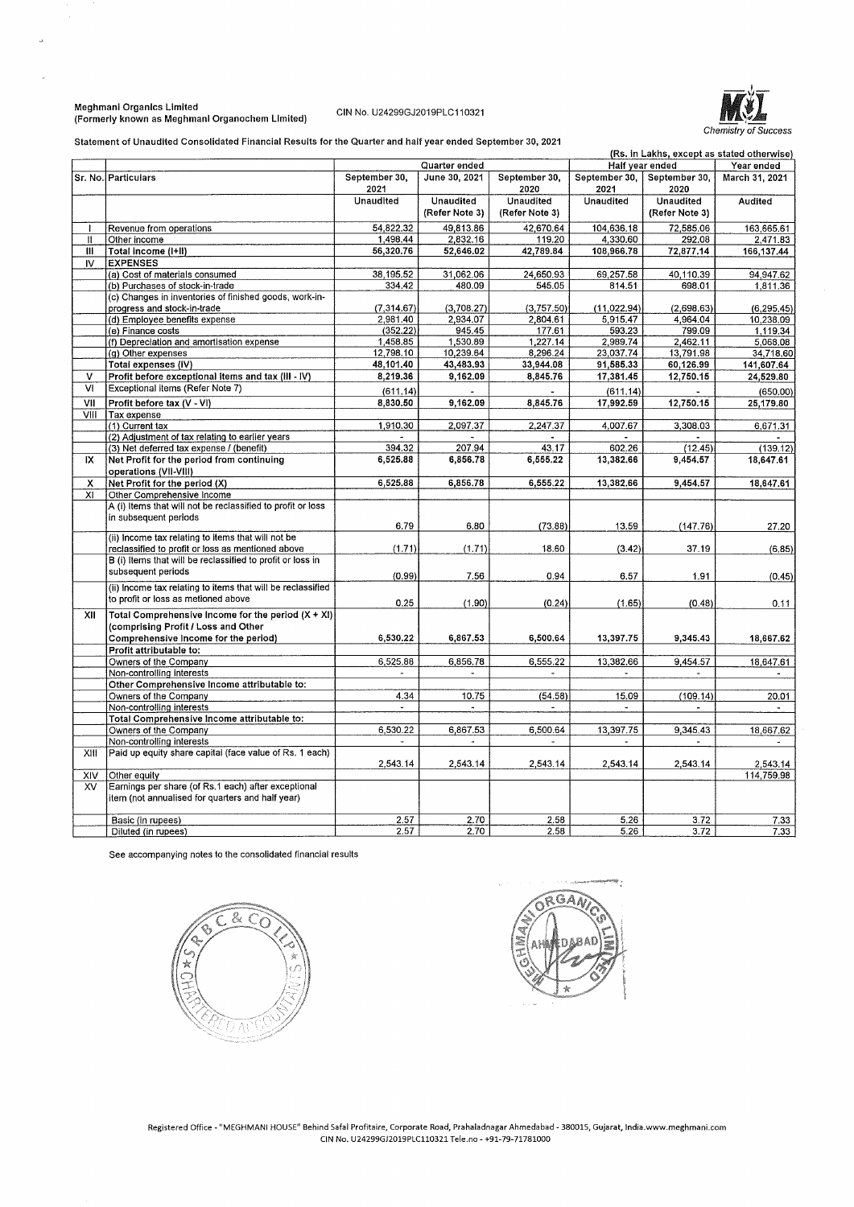**Meghmani Organics Limited**
**(Formerly known as Meghmani Organochem Limited)**

CIN No. U24299GJ2019PLC110321

*Chemistry of Success*

**Statement of Unaudited Consolidated Financial Results for the Quarter and half year ended September 30, 2021**

(Rs. in Lakhs, except as stated otherwise)

| Sr. No. | Particulars | Quarter ended | | | Half year ended | | Year ended |
|---|---|---|---|---|---|---|---|
| | | September 30, 2021 | June 30, 2021 | September 30, 2020 | September 30, 2021 | September 30, 2020 | March 31, 2021 |
| | | Unaudited | Unaudited (Refer Note 3) | Unaudited (Refer Note 3) | Unaudited | Unaudited (Refer Note 3) | Audited |
| I | Revenue from operations | 54,822.32 | 49,813.86 | 42,670.64 | 104,636.18 | 72,585.06 | 163,665.61 |
| II | Other income | 1,498.44 | 2,832.16 | 119.20 | 4,330.60 | 292.08 | 2,471.83 |
| III | Total income (I+II) | 56,320.76 | 52,646.02 | 42,789.84 | 108,966.78 | 72,877.14 | 166,137.44 |
| IV | EXPENSES | | | | | | |
| | (a) Cost of materials consumed | 38,195.52 | 31,062.06 | 24,650.93 | 69,257.58 | 40,110.39 | 94,947.62 |
| | (b) Purchases of stock-in-trade | 334.42 | 480.09 | 545.05 | 814.51 | 698.01 | 1,811.36 |
| | (c) Changes in inventories of finished goods, work-in-progress and stock-in-trade | (7,314.67) | (3,708.27) | (3,757.50) | (11,022.94) | (2,698.63) | (6,295.45) |
| | (d) Employee benefits expense | 2,981.40 | 2,934.07 | 2,804.61 | 5,915.47 | 4,964.04 | 10,238.09 |
| | (e) Finance costs | (352.22) | 945.45 | 177.61 | 593.23 | 799.09 | 1,119.34 |
| | (f) Depreciation and amortisation expense | 1,458.85 | 1,530.89 | 1,227.14 | 2,989.74 | 2,462.11 | 5,068.08 |
| | (g) Other expenses | 12,798.10 | 10,239.64 | 8,296.24 | 23,037.74 | 13,791.98 | 34,718.60 |
| | Total expenses (IV) | 48,101.40 | 43,483.93 | 33,944.08 | 91,585.33 | 60,126.99 | 141,607.64 |
| V | Profit before exceptional items and tax (III - IV) | 8,219.36 | 9,162.09 | 8,845.76 | 17,381.45 | 12,750.15 | 24,529.80 |
| VI | Exceptional items (Refer Note 7) | (611.14) | - | - | (611.14) | - | (650.00) |
| VII | Profit before tax (V - VI) | 8,830.50 | 9,162.09 | 8,845.76 | 17,992.59 | 12,750.15 | 25,179.80 |
| VIII | Tax expense | | | | | | |
| | (1) Current tax | 1,910.30 | 2,097.37 | 2,247.37 | 4,007.67 | 3,308.03 | 6,671.31 |
| | (2) Adjustment of tax relating to earlier years | - | - | - | - | - | - |
| | (3) Net deferred tax expense / (benefit) | 394.32 | 207.94 | 43.17 | 602.26 | (12.45) | (139.12) |
| IX | Net Profit for the period from continuing operations (VII-VIII) | 6,525.88 | 6,856.78 | 6,555.22 | 13,382.66 | 9,454.57 | 18,647.61 |
| X | Net Profit for the period (X) | 6,525.88 | 6,856.78 | 6,555.22 | 13,382.66 | 9,454.57 | 18,647.61 |
| XI | Other Comprehensive Income | | | | | | |
| | A (i) Items that will not be reclassified to profit or loss in subsequent periods | 6.79 | 6.80 | (73.88) | 13.59 | (147.76) | 27.20 |
| | (ii) Income tax relating to items that will not be reclassified to profit or loss as mentioned above | (1.71) | (1.71) | 18.60 | (3.42) | 37.19 | (6.85) |
| | B (i) Items that will be reclassified to profit or loss in subsequent periods | (0.99) | 7.56 | 0.94 | 6.57 | 1.91 | (0.45) |
| | (ii) Income tax relating to items that will be reclassified to profit or loss as metioned above | 0.25 | (1.90) | (0.24) | (1.65) | (0.48) | 0.11 |
| XII | Total Comprehensive Income for the period (X + XI) (comprising Profit / Loss and Other Comprehensive Income for the period) | 6,530.22 | 6,867.53 | 6,500.64 | 13,397.75 | 9,345.43 | 18,667.62 |
| | Profit attributable to: | | | | | | |
| | Owners of the Company | 6,525.88 | 6,856.78 | 6,555.22 | 13,382.66 | 9,454.57 | 18,647.61 |
| | Non-controlling interests | - | - | - | - | - | - |
| | Other Comprehensive Income attributable to: | | | | | | |
| | Owners of the Company | 4.34 | 10.75 | (54.58) | 15.09 | (109.14) | 20.01 |
| | Non-controlling interests | - | - | - | - | - | - |
| | Total Comprehensive Income attributable to: | | | | | | |
| | Owners of the Company | 6,530.22 | 6,867.53 | 6,500.64 | 13,397.75 | 9,345.43 | 18,667.62 |
| | Non-controlling interests | - | - | - | - | - | - |
| XIII | Paid up equity share capital (face value of Rs. 1 each) | 2,543.14 | 2,543.14 | 2,543.14 | 2,543.14 | 2,543.14 | 2,543.14 |
| XIV | Other equity | | | | | | 114,759.98 |
| XV | Earnings per share (of Rs.1 each) after exceptional item (not annualised for quarters and half year) | | | | | | |
| | Basic (in rupees) | 2.57 | 2.70 | 2.58 | 5.26 | 3.72 | 7.33 |
| | Diluted (in rupees) | 2.57 | 2.70 | 2.58 | 5.26 | 3.72 | 7.33 |

See accompanying notes to the consolidated financial results

Registered Office - "MEGHMANI HOUSE" Behind Safal Profitaire, Corporate Road, Prahaladnagar Ahmedabad - 380015, Gujarat, India.www.meghmani.com
CIN No. U24299GJ2019PLC110321 Tele.no - +91-79-71781000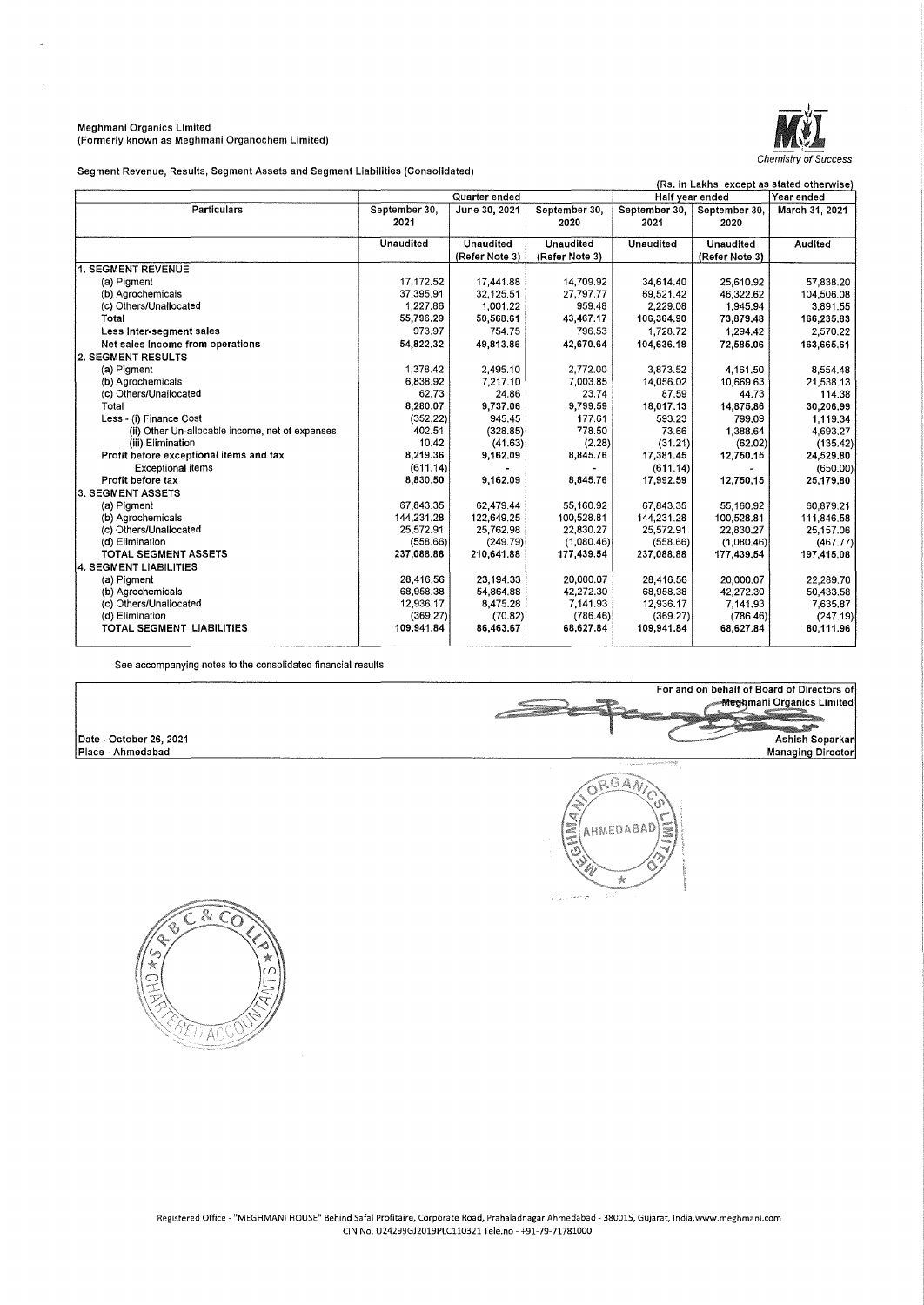Meghmani Organics Limited
(Formerly known as Meghmani Organochem Limited)

Chemistry of Success

Segment Revenue, Results, Segment Assets and Segment Liabilities (Consolidated)

(Rs. in Lakhs, except as stated otherwise)

| Particulars | Quarter ended | | | Half year ended | | Year ended |
|---|---|---|---|---|---|---|
| | September 30, 2021 | June 30, 2021 | September 30, 2020 | September 30, 2021 | September 30, 2020 | March 31, 2021 |
| | Unaudited | Unaudited (Refer Note 3) | Unaudited (Refer Note 3) | Unaudited | Unaudited (Refer Note 3) | Audited |
| **1. SEGMENT REVENUE** | | | | | | |
| (a) Pigment | 17,172.52 | 17,441.88 | 14,709.92 | 34,614.40 | 25,610.92 | 57,838.20 |
| (b) Agrochemicals | 37,395.91 | 32,125.51 | 27,797.77 | 69,521.42 | 46,322.62 | 104,506.08 |
| (c) Others/Unallocated | 1,227.86 | 1,001.22 | 959.48 | 2,229.08 | 1,945.94 | 3,891.55 |
| Total | 55,796.29 | 50,568.61 | 43,467.17 | 106,364.90 | 73,879.48 | 166,235.83 |
| Less Inter-segment sales | 973.97 | 754.75 | 796.53 | 1,728.72 | 1,294.42 | 2,570.22 |
| Net sales income from operations | 54,822.32 | 49,813.86 | 42,670.64 | 104,636.18 | 72,585.06 | 163,665.61 |
| **2. SEGMENT RESULTS** | | | | | | |
| (a) Pigment | 1,378.42 | 2,495.10 | 2,772.00 | 3,873.52 | 4,161.50 | 8,554.48 |
| (b) Agrochemicals | 6,838.92 | 7,217.10 | 7,003.85 | 14,056.02 | 10,669.63 | 21,538.13 |
| (c) Others/Unallocated | 62.73 | 24.86 | 23.74 | 87.59 | 44.73 | 114.38 |
| Total | 8,280.07 | 9,737.06 | 9,799.59 | 18,017.13 | 14,875.86 | 30,206.99 |
| Less - (i) Finance Cost | (352.22) | 945.45 | 177.61 | 593.23 | 799.09 | 1,119.34 |
| (ii) Other Un-allocable income, net of expenses | 402.51 | (328.85) | 778.50 | 73.66 | 1,388.64 | 4,693.27 |
| (iii) Elimination | 10.42 | (41.63) | (2.28) | (31.21) | (62.02) | (135.42) |
| Profit before exceptional items and tax | 8,219.36 | 9,162.09 | 8,845.76 | 17,381.45 | 12,750.15 | 24,529.80 |
| Exceptional items | (611.14) | - | - | (611.14) | - | (650.00) |
| Profit before tax | 8,830.50 | 9,162.09 | 8,845.76 | 17,992.59 | 12,750.15 | 25,179.80 |
| **3. SEGMENT ASSETS** | | | | | | |
| (a) Pigment | 67,843.35 | 62,479.44 | 55,160.92 | 67,843.35 | 55,160.92 | 60,879.21 |
| (b) Agrochemicals | 144,231.28 | 122,649.25 | 100,528.81 | 144,231.28 | 100,528.81 | 111,846.58 |
| (c) Others/Unallocated | 25,572.91 | 25,762.98 | 22,830.27 | 25,572.91 | 22,830.27 | 25,157.06 |
| (d) Elimination | (558.66) | (249.79) | (1,080.46) | (558.66) | (1,080.46) | (467.77) |
| TOTAL SEGMENT ASSETS | 237,088.88 | 210,641.88 | 177,439.54 | 237,088.88 | 177,439.54 | 197,415.08 |
| **4. SEGMENT LIABILITIES** | | | | | | |
| (a) Pigment | 28,416.56 | 23,194.33 | 20,000.07 | 28,416.56 | 20,000.07 | 22,289.70 |
| (b) Agrochemicals | 68,958.38 | 54,864.88 | 42,272.30 | 68,958.38 | 42,272.30 | 50,433.58 |
| (c) Others/Unallocated | 12,936.17 | 8,475.28 | 7,141.93 | 12,936.17 | 7,141.93 | 7,635.87 |
| (d) Elimination | (369.27) | (70.82) | (786.46) | (369.27) | (786.46) | (247.19) |
| TOTAL SEGMENT LIABILITIES | 109,941.84 | 86,463.67 | 68,627.84 | 109,941.84 | 68,627.84 | 80,111.96 |

See accompanying notes to the consolidated financial results

Date - October 26, 2021
Place - Ahmedabad

For and on behalf of Board of Directors of
Meghmani Organics Limited

Ashish Soparkar
Managing Director

Registered Office - "MEGHMANI HOUSE" Behind Safal Profitaire, Corporate Road, Prahaladnagar Ahmedabad - 380015, Gujarat, India.www.meghmani.com
CIN No. U24299GJ2019PLC110321 Tele.no - +91-79-71781000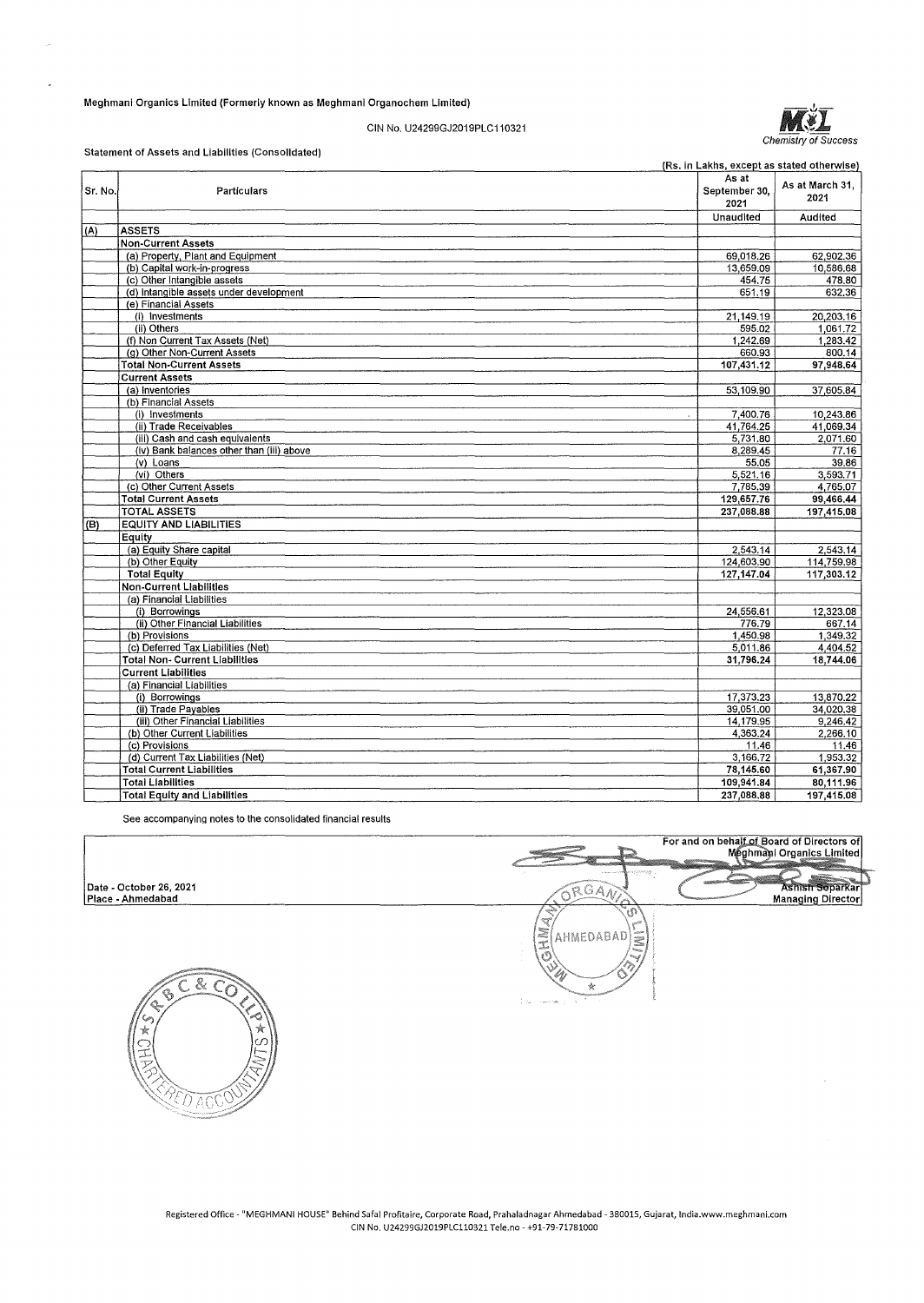Meghmani Organics Limited (Formerly known as Meghmani Organochem Limited)

CIN No. U24299GJ2019PLC110321

*Chemistry of Success*

Statement of Assets and Liabilities (Consolidated)

(Rs. in Lakhs, except as stated otherwise)

| Sr. No. | Particulars | As at September 30, 2021 | As at March 31, 2021 |
|---|---|---|---|
| | | Unaudited | Audited |
| (A) | **ASSETS** | | |
| | **Non-Current Assets** | | |
| | (a) Property, Plant and Equipment | 69,018.26 | 62,902.36 |
| | (b) Capital work-in-progress | 13,659.09 | 10,586.68 |
| | (c) Other Intangible assets | 454.75 | 478.80 |
| | (d) Intangible assets under development | 651.19 | 632.36 |
| | (e) Financial Assets | | |
| | (i) Investments | 21,149.19 | 20,203.16 |
| | (ii) Others | 595.02 | 1,061.72 |
| | (f) Non Current Tax Assets (Net) | 1,242.69 | 1,283.42 |
| | (g) Other Non-Current Assets | 660.93 | 800.14 |
| | **Total Non-Current Assets** | **107,431.12** | **97,948.64** |
| | **Current Assets** | | |
| | (a) Inventories | 53,109.90 | 37,605.84 |
| | (b) Financial Assets | | |
| | (i) Investments | 7,400.76 | 10,243.86 |
| | (ii) Trade Receivables | 41,764.25 | 41,069.34 |
| | (iii) Cash and cash equivalents | 5,731.80 | 2,071.60 |
| | (iv) Bank balances other than (iii) above | 8,289.45 | 77.16 |
| | (v) Loans | 55.05 | 39.86 |
| | (vi) Others | 5,521.16 | 3,593.71 |
| | (c) Other Current Assets | 7,785.39 | 4,765.07 |
| | **Total Current Assets** | **129,657.76** | **99,466.44** |
| | **TOTAL ASSETS** | **237,088.88** | **197,415.08** |
| (B) | **EQUITY AND LIABILITIES** | | |
| | **Equity** | | |
| | (a) Equity Share capital | 2,543.14 | 2,543.14 |
| | (b) Other Equity | 124,603.90 | 114,759.98 |
| | **Total Equity** | **127,147.04** | **117,303.12** |
| | **Non-Current Liabilities** | | |
| | (a) Financial Liabilities | | |
| | (i) Borrowings | 24,556.61 | 12,323.08 |
| | (ii) Other Financial Liabilities | 776.79 | 667.14 |
| | (b) Provisions | 1,450.98 | 1,349.32 |
| | (c) Deferred Tax Liabilities (Net) | 5,011.86 | 4,404.52 |
| | **Total Non- Current Liabilities** | **31,796.24** | **18,744.06** |
| | **Current Liabilities** | | |
| | (a) Financial Liabilities | | |
| | (i) Borrowings | 17,373.23 | 13,870.22 |
| | (ii) Trade Payables | 39,051.00 | 34,020.38 |
| | (iii) Other Financial Liabilities | 14,179.95 | 9,246.42 |
| | (b) Other Current Liabilities | 4,363.24 | 2,266.10 |
| | (c) Provisions | 11.46 | 11.46 |
| | (d) Current Tax Liabilities (Net) | 3,166.72 | 1,953.32 |
| | **Total Current Liabilities** | **78,145.60** | **61,367.90** |
| | **Total Liabilities** | **109,941.84** | **80,111.96** |
| | **Total Equity and Liabilities** | **237,088.88** | **197,415.08** |

See accompanying notes to the consolidated financial results

For and on behalf of Board of Directors of Meghmani Organics Limited

Date - October 26, 2021
Place - Ahmedabad

Ashish Soparkar
Managing Director

Registered Office - "MEGHMANI HOUSE" Behind Safal Profitaire, Corporate Road, Prahaladnagar Ahmedabad - 380015, Gujarat, India.www.meghmani.com
CIN No. U24299GJ2019PLC110321 Tele.no - +91-79-71781000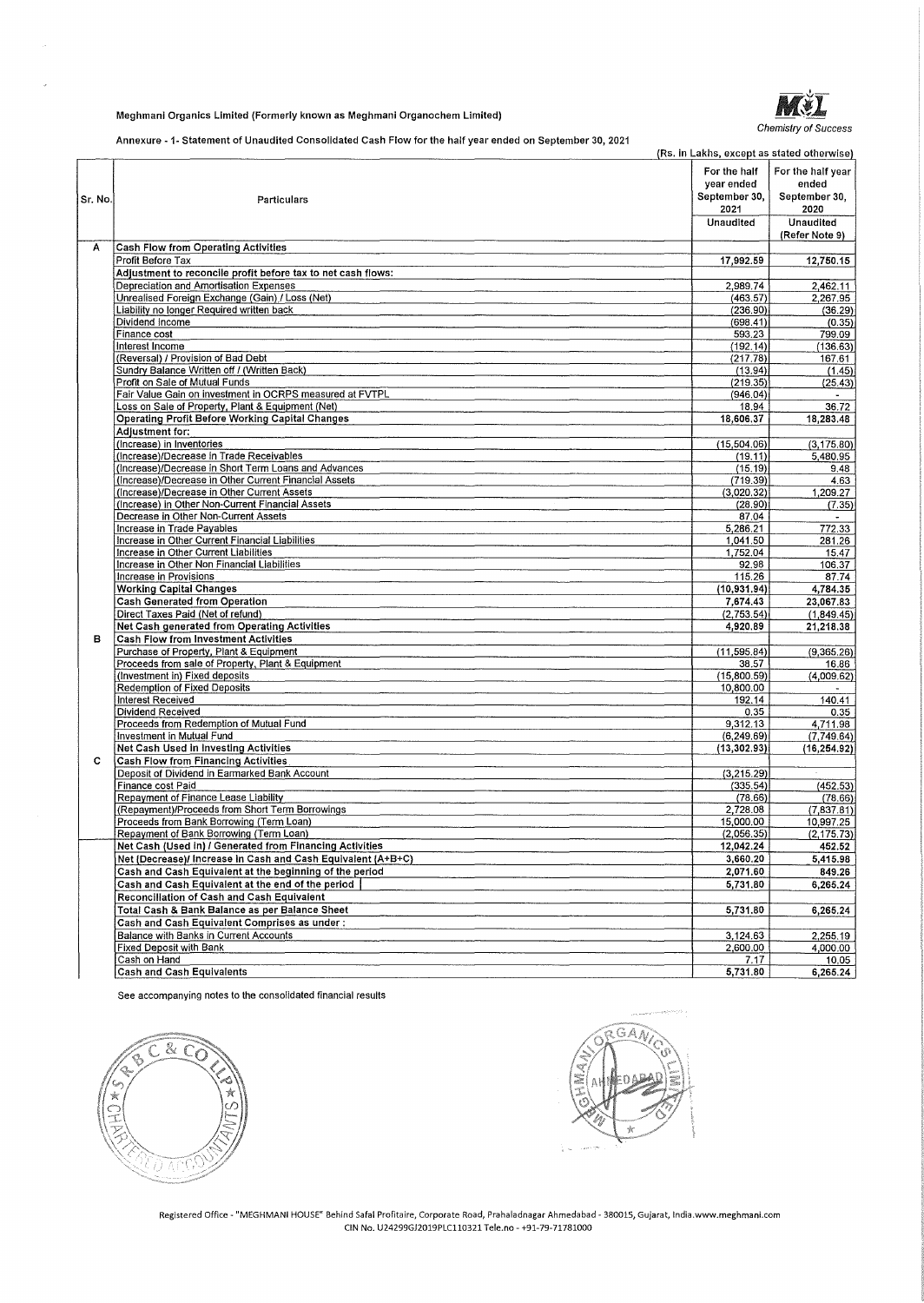Meghmani Organics Limited (Formerly known as Meghmani Organochem Limited)

*Chemistry of Success*

Annexure - 1- Statement of Unaudited Consolidated Cash Flow for the half year ended on September 30, 2021

(Rs. in Lakhs, except as stated otherwise)

| Sr. No. | Particulars | For the half year ended September 30, 2021 Unaudited | For the half year ended September 30, 2020 Unaudited (Refer Note 9) |
|---|---|---|---|
| A | **Cash Flow from Operating Activities** | | |
| | Profit Before Tax | 17,992.59 | 12,750.15 |
| | **Adjustment to reconcile profit before tax to net cash flows:** | | |
| | Depreciation and Amortisation Expenses | 2,989.74 | 2,462.11 |
| | Unrealised Foreign Exchange (Gain) / Loss (Net) | (463.57) | 2,267.95 |
| | Liability no longer Required written back | (236.90) | (36.29) |
| | Dividend Income | (698.41) | (0.35) |
| | Finance cost | 593.23 | 799.09 |
| | Interest Income | (192.14) | (136.63) |
| | (Reversal) / Provision of Bad Debt | (217.78) | 167.61 |
| | Sundry Balance Written off / (Written Back) | (13.94) | (1.45) |
| | Profit on Sale of Mutual Funds | (219.35) | (25.43) |
| | Fair Value Gain on investment in OCRPS measured at FVTPL | (946.04) | - |
| | Loss on Sale of Property, Plant & Equipment (Net) | 18.94 | 36.72 |
| | **Operating Profit Before Working Capital Changes** | **18,606.37** | **18,283.48** |
| | **Adjustment for:** | | |
| | (Increase) in Inventories | (15,504.06) | (3,175.80) |
| | (Increase)/Decrease in Trade Receivables | (19.11) | 5,480.95 |
| | (Increase)/Decrease in Short Term Loans and Advances | (15.19) | 9.48 |
| | (Increase)/Decrease in Other Current Financial Assets | (719.39) | 4.63 |
| | (Increase)/Decrease in Other Current Assets | (3,020.32) | 1,209.27 |
| | (Increase) in Other Non-Current Financial Assets | (28.90) | (7.35) |
| | Decrease in Other Non-Current Assets | 87.04 | - |
| | Increase in Trade Payables | 5,286.21 | 772.33 |
| | Increase in Other Current Financial Liabilities | 1,041.50 | 281.26 |
| | Increase in Other Current Liabilities | 1,752.04 | 15.47 |
| | Increase in Other Non Financial Liabilities | 92.98 | 106.37 |
| | Increase in Provisions | 115.26 | 87.74 |
| | **Working Capital Changes** | **(10,931.94)** | **4,784.35** |
| | **Cash Generated from Operation** | **7,674.43** | **23,067.83** |
| | Direct Taxes Paid (Net of refund) | (2,753.54) | (1,849.45) |
| | **Net Cash generated from Operating Activities** | **4,920.89** | **21,218.38** |
| B | **Cash Flow from Investment Activities** | | |
| | Purchase of Property, Plant & Equipment | (11,595.84) | (9,365.26) |
| | Proceeds from sale of Property, Plant & Equipment | 38.57 | 16.86 |
| | (Investment in) Fixed deposits | (15,800.59) | (4,009.62) |
| | Redemption of Fixed Deposits | 10,800.00 | - |
| | Interest Received | 192.14 | 140.41 |
| | Dividend Received | 0.35 | 0.35 |
| | Proceeds from Redemption of Mutual Fund | 9,312.13 | 4,711.98 |
| | Investment in Mutual Fund | (6,249.69) | (7,749.64) |
| | **Net Cash Used in Investing Activities** | **(13,302.93)** | **(16,254.92)** |
| C | **Cash Flow from Financing Activities** | | |
| | Deposit of Dividend in Earmarked Bank Account | (3,215.29) | - |
| | Finance cost Paid | (335.54) | (452.53) |
| | Repayment of Finance Lease Liability | (78.66) | (78.66) |
| | (Repayment)/Proceeds from Short Term Borrowings | 2,728.08 | (7,837.81) |
| | Proceeds from Bank Borrowing (Term Loan) | 15,000.00 | 10,997.25 |
| | Repayment of Bank Borrowing (Term Loan) | (2,056.35) | (2,175.73) |
| | **Net Cash (Used in) / Generated from Financing Activities** | **12,042.24** | **452.52** |
| | **Net (Decrease)/ Increase in Cash and Cash Equivalent (A+B+C)** | **3,660.20** | **5,415.98** |
| | **Cash and Cash Equivalent at the beginning of the period** | **2,071.60** | **849.26** |
| | **Cash and Cash Equivalent at the end of the period** | **5,731.80** | **6,265.24** |
| | **Reconciliation of Cash and Cash Equivalent** | | |
| | **Total Cash & Bank Balance as per Balance Sheet** | **5,731.80** | **6,265.24** |
| | **Cash and Cash Equivalent Comprises as under :** | | |
| | Balance with Banks in Current Accounts | 3,124.63 | 2,255.19 |
| | Fixed Deposit with Bank | 2,600.00 | 4,000.00 |
| | Cash on Hand | 7.17 | 10.05 |
| | **Cash and Cash Equivalents** | **5,731.80** | **6,265.24** |

See accompanying notes to the consolidated financial results

Registered Office - "MEGHMANI HOUSE" Behind Safal Profitaire, Corporate Road, Prahaladnagar Ahmedabad - 380015, Gujarat, India.www.meghmani.com
CIN No. U24299GJ2019PLC110321 Tele.no - +91-79-71761000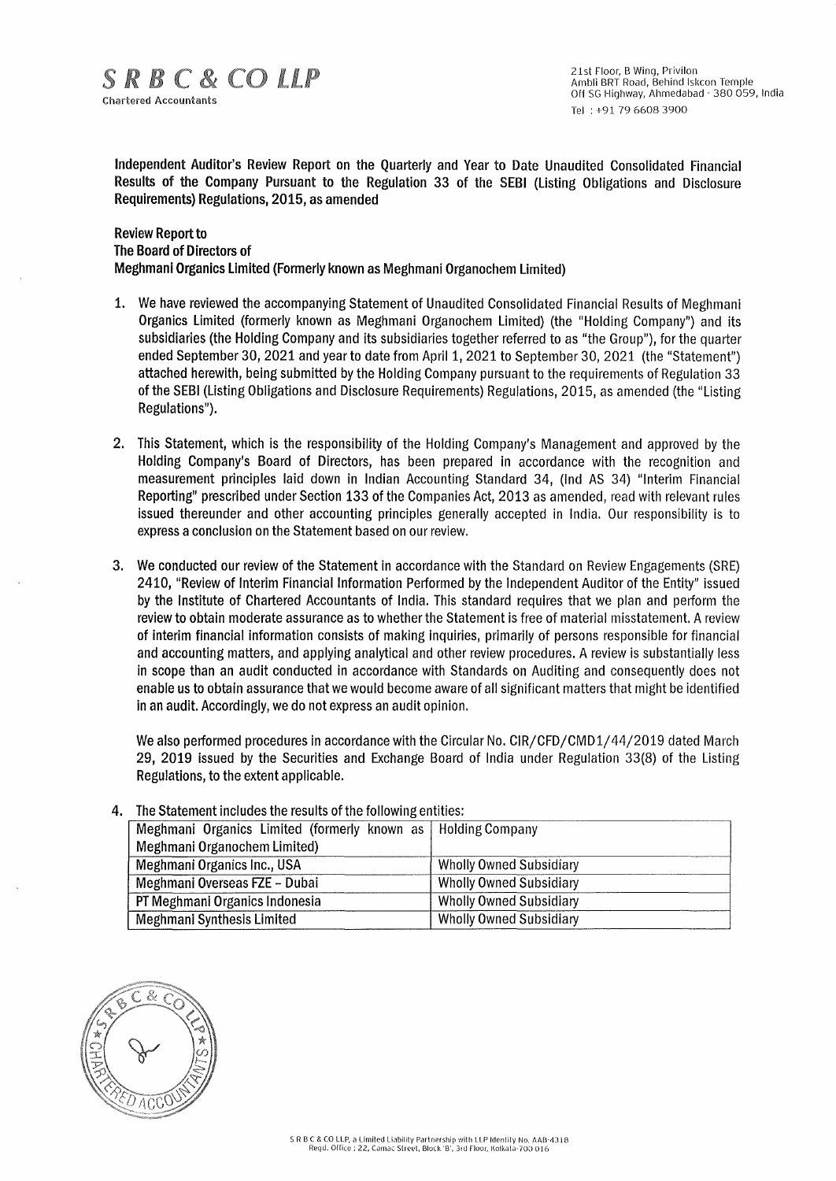**S R B C & CO LLP**
Chartered Accountants

21st Floor, B Wing, Privilon
Ambli BRT Road, Behind Iskcon Temple
Off SG Highway, Ahmedabad - 380 059, India
Tel : +91 79 6608 3900

**Independent Auditor's Review Report on the Quarterly and Year to Date Unaudited Consolidated Financial Results of the Company Pursuant to the Regulation 33 of the SEBI (Listing Obligations and Disclosure Requirements) Regulations, 2015, as amended**

**Review Report to**
**The Board of Directors of**
**Meghmani Organics Limited (Formerly known as Meghmani Organochem Limited)**

1. We have reviewed the accompanying Statement of Unaudited Consolidated Financial Results of Meghmani Organics Limited (formerly known as Meghmani Organochem Limited) (the "Holding Company") and its subsidiaries (the Holding Company and its subsidiaries together referred to as "the Group"), for the quarter ended September 30, 2021 and year to date from April 1, 2021 to September 30, 2021 (the "Statement") attached herewith, being submitted by the Holding Company pursuant to the requirements of Regulation 33 of the SEBI (Listing Obligations and Disclosure Requirements) Regulations, 2015, as amended (the "Listing Regulations").

2. This Statement, which is the responsibility of the Holding Company's Management and approved by the Holding Company's Board of Directors, has been prepared in accordance with the recognition and measurement principles laid down in Indian Accounting Standard 34, (Ind AS 34) "Interim Financial Reporting" prescribed under Section 133 of the Companies Act, 2013 as amended, read with relevant rules issued thereunder and other accounting principles generally accepted in India. Our responsibility is to express a conclusion on the Statement based on our review.

3. We conducted our review of the Statement in accordance with the Standard on Review Engagements (SRE) 2410, "Review of Interim Financial Information Performed by the Independent Auditor of the Entity" issued by the Institute of Chartered Accountants of India. This standard requires that we plan and perform the review to obtain moderate assurance as to whether the Statement is free of material misstatement. A review of interim financial information consists of making inquiries, primarily of persons responsible for financial and accounting matters, and applying analytical and other review procedures. A review is substantially less in scope than an audit conducted in accordance with Standards on Auditing and consequently does not enable us to obtain assurance that we would become aware of all significant matters that might be identified in an audit. Accordingly, we do not express an audit opinion.

   We also performed procedures in accordance with the Circular No. CIR/CFD/CMD1/44/2019 dated March 29, 2019 issued by the Securities and Exchange Board of India under Regulation 33(8) of the Listing Regulations, to the extent applicable.

4. The Statement includes the results of the following entities:

| Meghmani Organics Limited (formerly known as Meghmani Organochem Limited) | Holding Company |
|---|---|
| Meghmani Organics Inc., USA | Wholly Owned Subsidiary |
| Meghmani Overseas FZE – Dubai | Wholly Owned Subsidiary |
| PT Meghmani Organics Indonesia | Wholly Owned Subsidiary |
| Meghmani Synthesis Limited | Wholly Owned Subsidiary |

S R B C & CO LLP, a Limited Liability Partnership with LLP Identity No. AAB-4318
Regd. Office : 22, Camac Street, Block 'B', 3rd Floor, Kolkata-700 016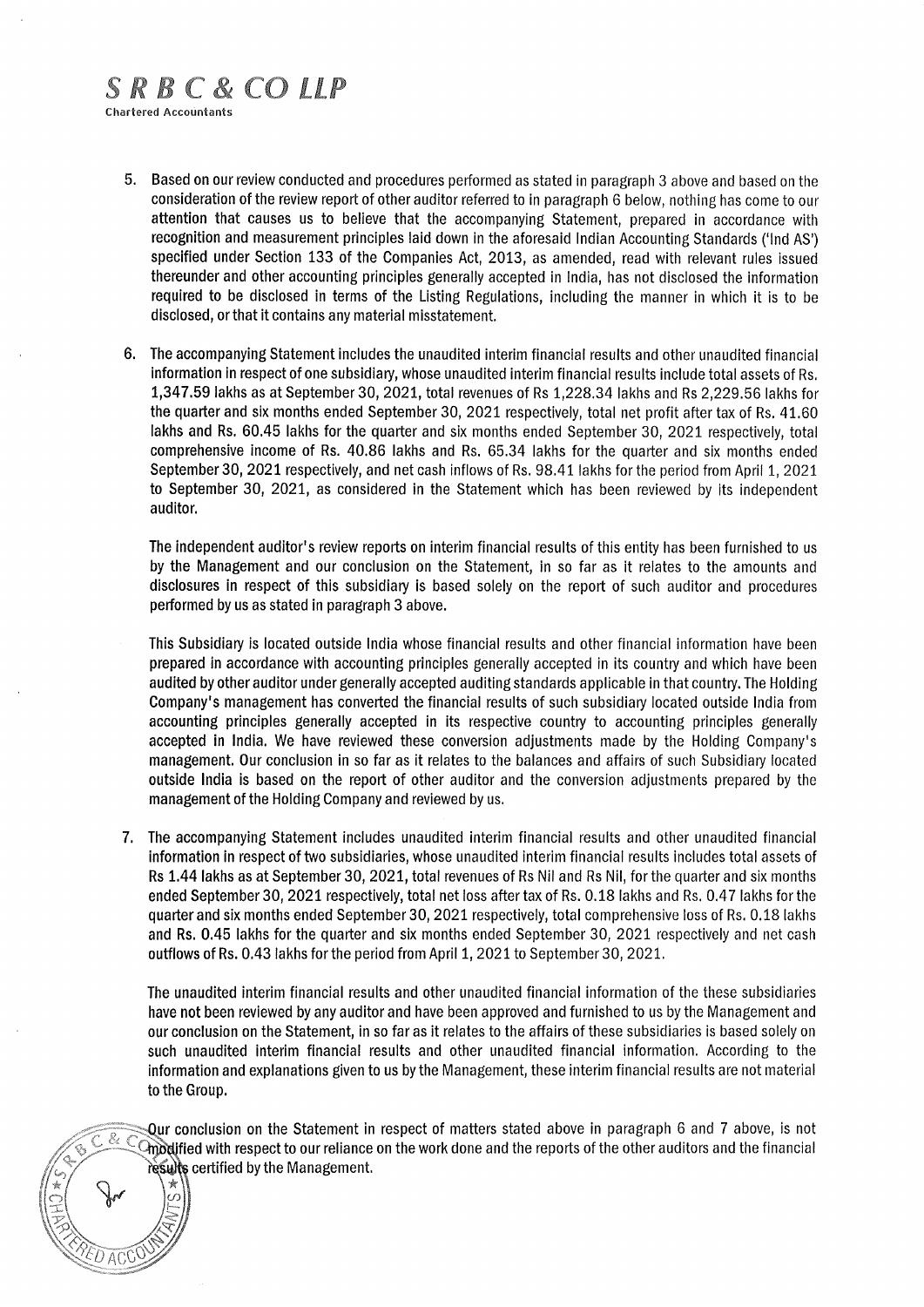**S R B C & CO LLP**
Chartered Accountants

5. Based on our review conducted and procedures performed as stated in paragraph 3 above and based on the consideration of the review report of other auditor referred to in paragraph 6 below, nothing has come to our attention that causes us to believe that the accompanying Statement, prepared in accordance with recognition and measurement principles laid down in the aforesaid Indian Accounting Standards ('Ind AS') specified under Section 133 of the Companies Act, 2013, as amended, read with relevant rules issued thereunder and other accounting principles generally accepted in India, has not disclosed the information required to be disclosed in terms of the Listing Regulations, including the manner in which it is to be disclosed, or that it contains any material misstatement.

6. The accompanying Statement includes the unaudited interim financial results and other unaudited financial information in respect of one subsidiary, whose unaudited interim financial results include total assets of Rs. 1,347.59 lakhs as at September 30, 2021, total revenues of Rs 1,228.34 lakhs and Rs 2,229.56 lakhs for the quarter and six months ended September 30, 2021 respectively, total net profit after tax of Rs. 41.60 lakhs and Rs. 60.45 lakhs for the quarter and six months ended September 30, 2021 respectively, total comprehensive income of Rs. 40.86 lakhs and Rs. 65.34 lakhs for the quarter and six months ended September 30, 2021 respectively, and net cash inflows of Rs. 98.41 lakhs for the period from April 1, 2021 to September 30, 2021, as considered in the Statement which has been reviewed by its independent auditor.

   The independent auditor's review reports on interim financial results of this entity has been furnished to us by the Management and our conclusion on the Statement, in so far as it relates to the amounts and disclosures in respect of this subsidiary is based solely on the report of such auditor and procedures performed by us as stated in paragraph 3 above.

   This Subsidiary is located outside India whose financial results and other financial information have been prepared in accordance with accounting principles generally accepted in its country and which have been audited by other auditor under generally accepted auditing standards applicable in that country. The Holding Company's management has converted the financial results of such subsidiary located outside India from accounting principles generally accepted in its respective country to accounting principles generally accepted in India. We have reviewed these conversion adjustments made by the Holding Company's management. Our conclusion in so far as it relates to the balances and affairs of such Subsidiary located outside India is based on the report of other auditor and the conversion adjustments prepared by the management of the Holding Company and reviewed by us.

7. The accompanying Statement includes unaudited interim financial results and other unaudited financial information in respect of two subsidiaries, whose unaudited interim financial results includes total assets of Rs 1.44 lakhs as at September 30, 2021, total revenues of Rs Nil and Rs Nil, for the quarter and six months ended September 30, 2021 respectively, total net loss after tax of Rs. 0.18 lakhs and Rs. 0.47 lakhs for the quarter and six months ended September 30, 2021 respectively, total comprehensive loss of Rs. 0.18 lakhs and Rs. 0.45 lakhs for the quarter and six months ended September 30, 2021 respectively and net cash outflows of Rs. 0.43 lakhs for the period from April 1, 2021 to September 30, 2021.

   The unaudited interim financial results and other unaudited financial information of the these subsidiaries have not been reviewed by any auditor and have been approved and furnished to us by the Management and our conclusion on the Statement, in so far as it relates to the affairs of these subsidiaries is based solely on such unaudited interim financial results and other unaudited financial information. According to the information and explanations given to us by the Management, these interim financial results are not material to the Group.

Our conclusion on the Statement in respect of matters stated above in paragraph 6 and 7 above, is not modified with respect to our reliance on the work done and the reports of the other auditors and the financial results certified by the Management.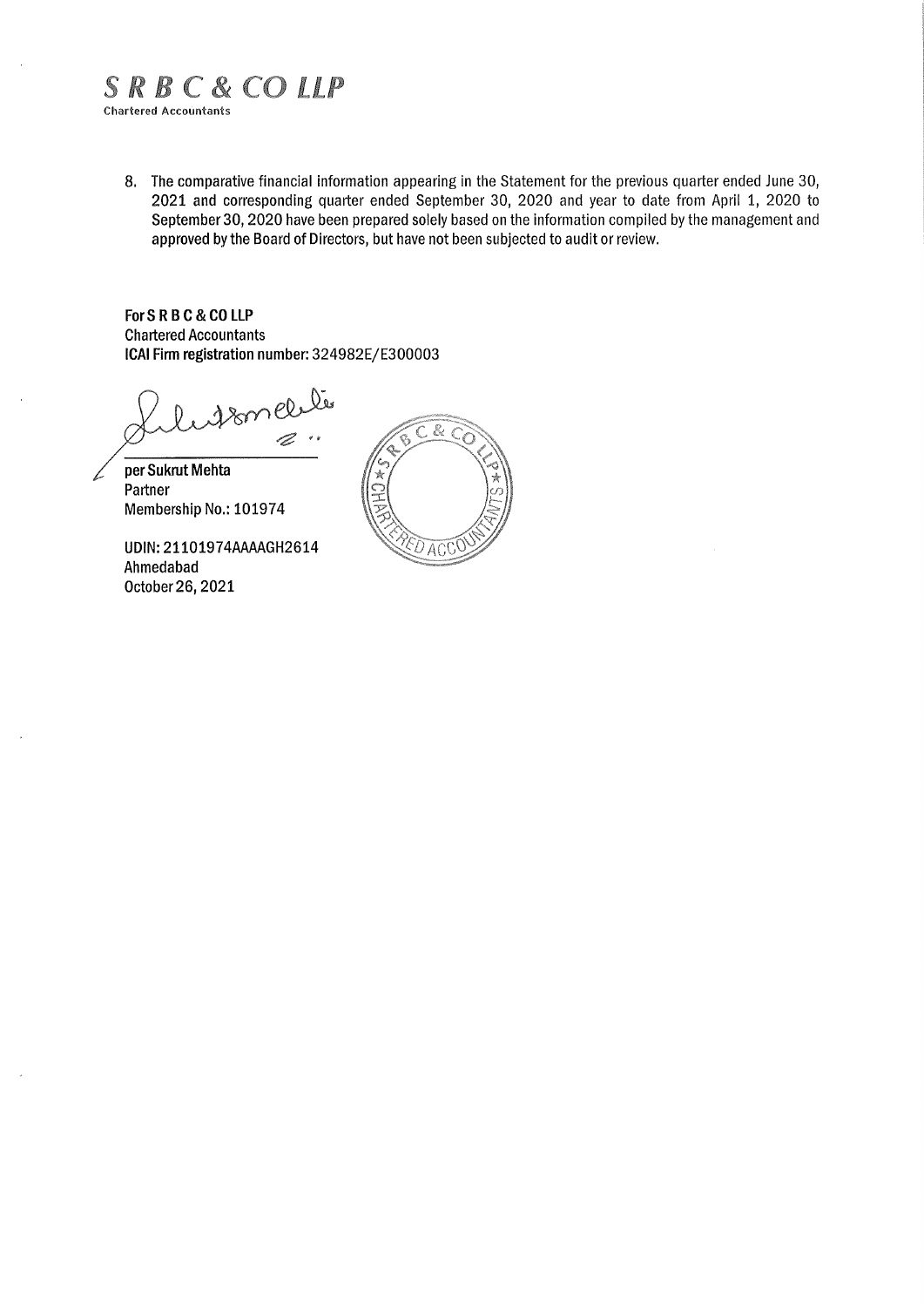*S R B C & CO LLP*
Chartered Accountants

8. The comparative financial information appearing in the Statement for the previous quarter ended June 30, 2021 and corresponding quarter ended September 30, 2020 and year to date from April 1, 2020 to September 30, 2020 have been prepared solely based on the information compiled by the management and approved by the Board of Directors, but have not been subjected to audit or review.

**For S R B C & CO LLP**
Chartered Accountants
**ICAI Firm registration number:** 324982E/E300003

**per Sukrut Mehta**
Partner
Membership No.: 101974

UDIN: 21101974AAAAGH2614
Ahmedabad
October 26, 2021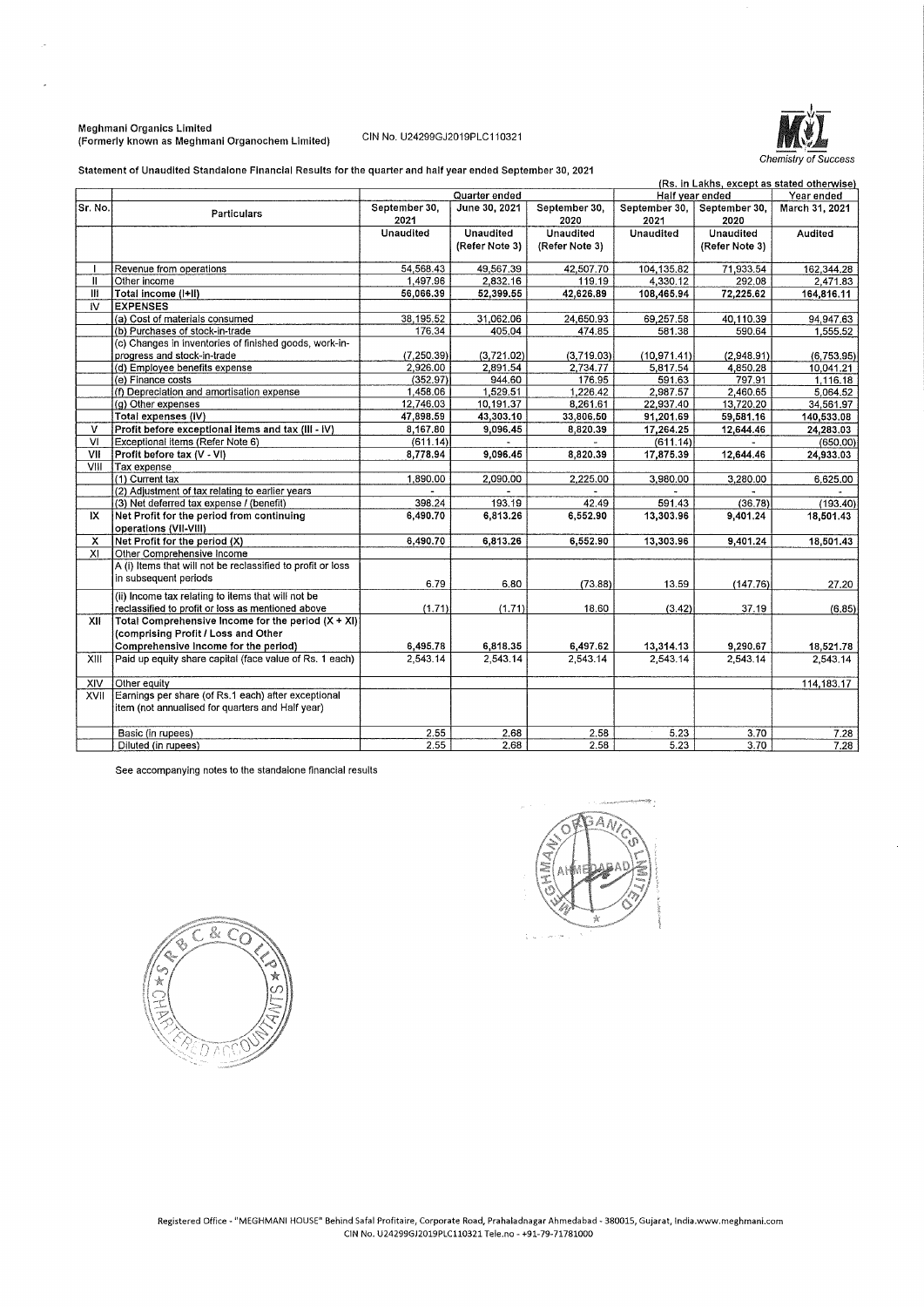Meghmani Organics Limited
(Formerly known as Meghmani Organochem Limited)

CIN No. U24299GJ2019PLC110321

Chemistry of Success

## Statement of Unaudited Standalone Financial Results for the quarter and half year ended September 30, 2021

(Rs. in Lakhs, except as stated otherwise)

| Sr. No. | Particulars | Quarter ended | | | Half year ended | | Year ended |
|---|---|---|---|---|---|---|---|
| | | September 30, 2021 | June 30, 2021 | September 30, 2020 | September 30, 2021 | September 30, 2020 | March 31, 2021 |
| | | Unaudited | Unaudited (Refer Note 3) | Unaudited (Refer Note 3) | Unaudited | Unaudited (Refer Note 3) | Audited |
| I | Revenue from operations | 54,568.43 | 49,567.39 | 42,507.70 | 104,135.82 | 71,933.54 | 162,344.28 |
| II | Other income | 1,497.96 | 2,832.16 | 119.19 | 4,330.12 | 292.08 | 2,471.83 |
| III | **Total income (I+II)** | **56,066.39** | **52,399.55** | **42,626.89** | **108,465.94** | **72,225.62** | **164,816.11** |
| IV | **EXPENSES** | | | | | | |
| | (a) Cost of materials consumed | 38,195.52 | 31,062.06 | 24,650.93 | 69,257.58 | 40,110.39 | 94,947.63 |
| | (b) Purchases of stock-in-trade | 176.34 | 405.04 | 474.85 | 581.38 | 590.64 | 1,555.52 |
| | (c) Changes in inventories of finished goods, work-in-progress and stock-in-trade | (7,250.39) | (3,721.02) | (3,719.03) | (10,971.41) | (2,948.91) | (6,753.95) |
| | (d) Employee benefits expense | 2,926.00 | 2,891.54 | 2,734.77 | 5,817.54 | 4,850.28 | 10,041.21 |
| | (e) Finance costs | (352.97) | 944.60 | 176.95 | 591.63 | 797.91 | 1,116.18 |
| | (f) Depreciation and amortisation expense | 1,458.06 | 1,529.51 | 1,226.42 | 2,987.57 | 2,460.65 | 5,064.52 |
| | (g) Other expenses | 12,746.03 | 10,191.37 | 8,261.61 | 22,937.40 | 13,720.20 | 34,561.97 |
| | **Total expenses (IV)** | **47,898.59** | **43,303.10** | **33,806.50** | **91,201.69** | **59,581.16** | **140,533.08** |
| V | **Profit before exceptional items and tax (III - IV)** | **8,167.80** | **9,096.45** | **8,820.39** | **17,264.25** | **12,644.46** | **24,283.03** |
| VI | Exceptional items (Refer Note 6) | (611.14) | - | - | (611.14) | - | (650.00) |
| VII | **Profit before tax (V - VI)** | **8,778.94** | **9,096.45** | **8,820.39** | **17,875.39** | **12,644.46** | **24,933.03** |
| VIII | Tax expense | | | | | | |
| | (1) Current tax | 1,890.00 | 2,090.00 | 2,225.00 | 3,980.00 | 3,280.00 | 6,625.00 |
| | (2) Adjustment of tax relating to earlier years | - | - | - | - | - | - |
| | (3) Net deferred tax expense / (benefit) | 398.24 | 193.19 | 42.49 | 591.43 | (36.78) | (193.40) |
| IX | **Net Profit for the period from continuing operations (VII-VIII)** | **6,490.70** | **6,813.26** | **6,552.90** | **13,303.96** | **9,401.24** | **18,501.43** |
| X | **Net Profit for the period (X)** | **6,490.70** | **6,813.26** | **6,552.90** | **13,303.96** | **9,401.24** | **18,501.43** |
| XI | Other Comprehensive Income | | | | | | |
| | A (i) Items that will not be reclassified to profit or loss in subsequent periods | 6.79 | 6.80 | (73.88) | 13.59 | (147.76) | 27.20 |
| | (ii) Income tax relating to items that will not be reclassified to profit or loss as mentioned above | (1.71) | (1.71) | 18.60 | (3.42) | 37.19 | (6.85) |
| XII | **Total Comprehensive Income for the period (X + XI) (comprising Profit / Loss and Other Comprehensive Income for the period)** | **6,495.78** | **6,818.35** | **6,497.62** | **13,314.13** | **9,290.67** | **18,521.78** |
| XIII | Paid up equity share capital (face value of Rs. 1 each) | 2,543.14 | 2,543.14 | 2,543.14 | 2,543.14 | 2,543.14 | 2,543.14 |
| XIV | Other equity | | | | | | 114,183.17 |
| XVII | Earnings per share (of Rs.1 each) after exceptional item (not annualised for quarters and Half year) | | | | | | |
| | Basic (in rupees) | 2.55 | 2.68 | 2.58 | 5.23 | 3.70 | 7.28 |
| | Diluted (in rupees) | 2.55 | 2.68 | 2.58 | 5.23 | 3.70 | 7.28 |

See accompanying notes to the standalone financial results

Registered Office - "MEGHMANI HOUSE" Behind Safal Profitaire, Corporate Road, Prahaladnagar Ahmedabad - 380015, Gujarat, India.www.meghmani.com
CIN No. U24299GJ2019PLC110321 Tele.no - +91-79-71761000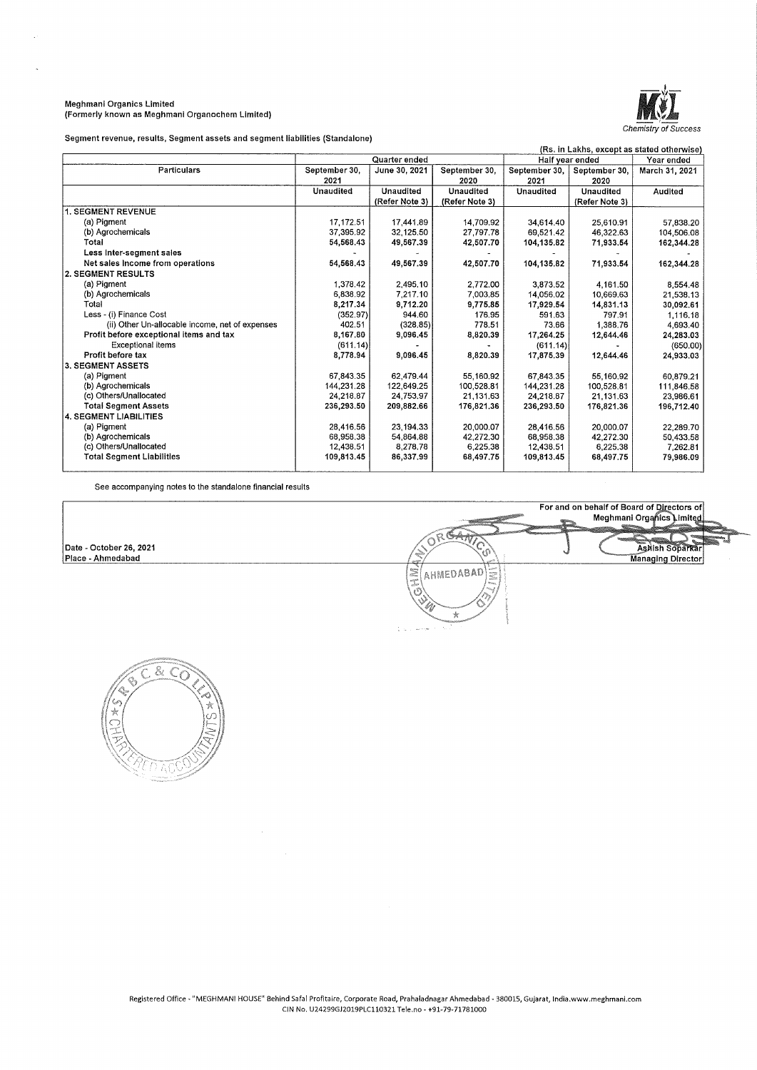**Meghmani Organics Limited**
**(Formerly known as Meghmani Organochem Limited)**

Chemistry of Success

**Segment revenue, results, Segment assets and segment liabilities (Standalone)**

(Rs. in Lakhs, except as stated otherwise)

| Particulars | Quarter ended | | | Half year ended | | Year ended |
|---|---|---|---|---|---|---|
| | September 30, 2021 | June 30, 2021 | September 30, 2020 | September 30, 2021 | September 30, 2020 | March 31, 2021 |
| | Unaudited | Unaudited (Refer Note 3) | Unaudited (Refer Note 3) | Unaudited | Unaudited (Refer Note 3) | Audited |
| **1. SEGMENT REVENUE** | | | | | | |
| (a) Pigment | 17,172.51 | 17,441.89 | 14,709.92 | 34,614.40 | 25,610.91 | 57,838.20 |
| (b) Agrochemicals | 37,395.92 | 32,125.50 | 27,797.78 | 69,521.42 | 46,322.63 | 104,506.08 |
| **Total** | **54,568.43** | **49,567.39** | **42,507.70** | **104,135.82** | **71,933.54** | **162,344.28** |
| **Less Inter-segment sales** | - | - | - | - | - | - |
| **Net sales Income from operations** | **54,568.43** | **49,567.39** | **42,507.70** | **104,135.82** | **71,933.54** | **162,344.28** |
| **2. SEGMENT RESULTS** | | | | | | |
| (a) Pigment | 1,378.42 | 2,495.10 | 2,772.00 | 3,873.52 | 4,161.50 | 8,554.48 |
| (b) Agrochemicals | 6,838.92 | 7,217.10 | 7,003.85 | 14,056.02 | 10,669.63 | 21,538.13 |
| Total | **8,217.34** | **9,712.20** | **9,775.85** | **17,929.54** | **14,831.13** | **30,092.61** |
| Less - (i) Finance Cost | (352.97) | 944.60 | 176.95 | 591.63 | 797.91 | 1,116.18 |
| (ii) Other Un-allocable income, net of expenses | 402.51 | (328.85) | 778.51 | 73.66 | 1,388.76 | 4,693.40 |
| **Profit before exceptional items and tax** | **8,167.80** | **9,096.45** | **8,820.39** | **17,264.25** | **12,644.46** | **24,283.03** |
| Exceptional items | (611.14) | - | - | (611.14) | - | (650.00) |
| **Profit before tax** | **8,778.94** | **9,096.45** | **8,820.39** | **17,875.39** | **12,644.46** | **24,933.03** |
| **3. SEGMENT ASSETS** | | | | | | |
| (a) Pigment | 67,843.35 | 62,479.44 | 55,160.92 | 67,843.35 | 55,160.92 | 60,879.21 |
| (b) Agrochemicals | 144,231.28 | 122,649.25 | 100,528.81 | 144,231.28 | 100,528.81 | 111,846.58 |
| (c) Others/Unallocated | 24,218.87 | 24,753.97 | 21,131.63 | 24,218.87 | 21,131.63 | 23,986.61 |
| **Total Segment Assets** | **236,293.50** | **209,882.66** | **176,821.36** | **236,293.50** | **176,821.36** | **196,712.40** |
| **4. SEGMENT LIABILITIES** | | | | | | |
| (a) Pigment | 28,416.56 | 23,194.33 | 20,000.07 | 28,416.56 | 20,000.07 | 22,289.70 |
| (b) Agrochemicals | 68,958.38 | 54,864.88 | 42,272.30 | 68,958.38 | 42,272.30 | 50,433.58 |
| (c) Others/Unallocated | 12,438.51 | 8,278.78 | 6,225.38 | 12,438.51 | 6,225.38 | 7,262.81 |
| **Total Segment Liabilities** | **109,813.45** | **86,337.99** | **68,497.75** | **109,813.45** | **68,497.75** | **79,986.09** |

See accompanying notes to the standalone financial results

For and on behalf of Board of Directors of
Meghmani Organics Limited

Date - October 26, 2021
Place - Ahmedabad

Ashish Soparkar
Managing Director

Registered Office - "MEGHMANI HOUSE" Behind Safal Profitaire, Corporate Road, Prahaladnagar Ahmedabad - 380015, Gujarat, India.www.meghmani.com
CIN No. U24299GJ2019PLC110321 Tele.no - +91-79-71781000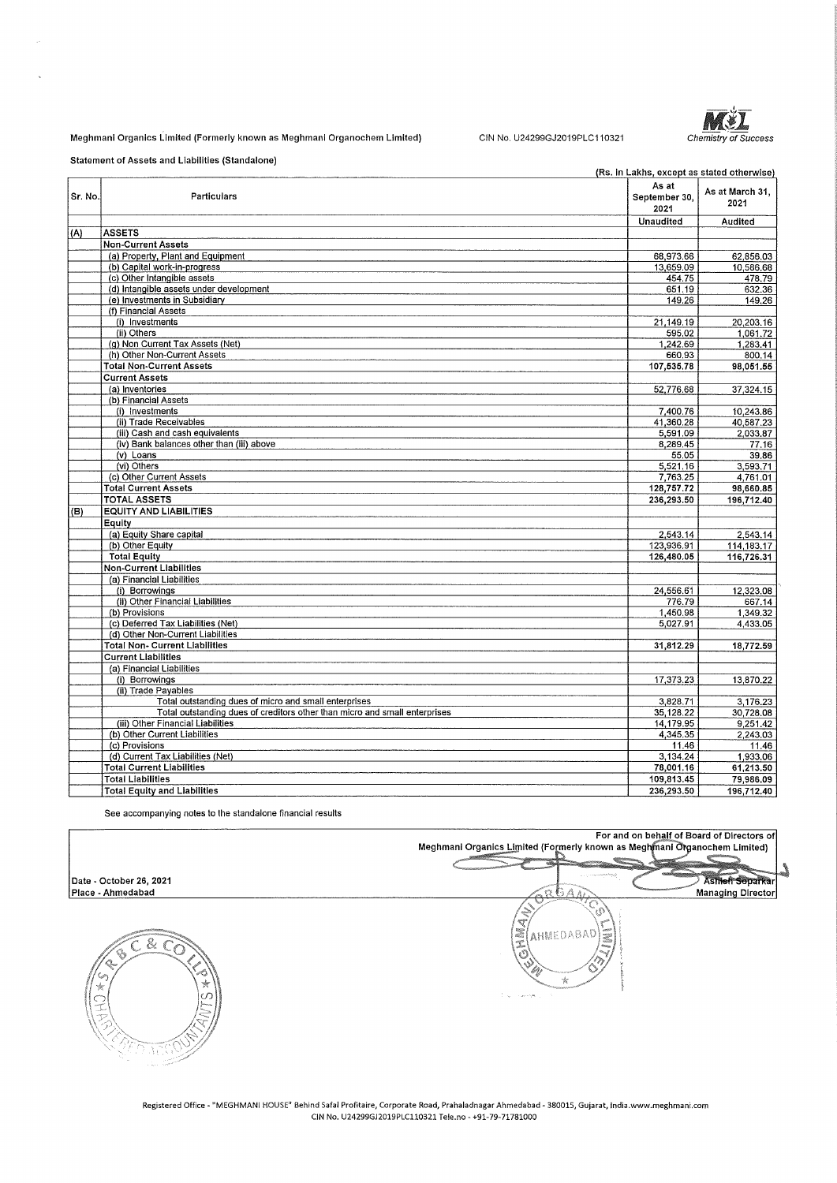Meghmani Organics Limited (Formerly known as Meghmani Organochem Limited) CIN No. U24299GJ2019PLC110321

Statement of Assets and Liabilities (Standalone)

(Rs. In Lakhs, except as stated otherwise)

| Sr. No. | Particulars | As at September 30, 2021 | As at March 31, 2021 |
|---|---|---|---|
| | | Unaudited | Audited |
| (A) | **ASSETS** | | |
| | **Non-Current Assets** | | |
| | (a) Property, Plant and Equipment | 68,973.66 | 62,856.03 |
| | (b) Capital work-in-progress | 13,659.09 | 10,586.68 |
| | (c) Other Intangible assets | 454.75 | 478.79 |
| | (d) Intangible assets under development | 651.19 | 632.36 |
| | (e) Investments in Subsidiary | 149.26 | 149.26 |
| | (f) Financial Assets | | |
| | (i) Investments | 21,149.19 | 20,203.16 |
| | (ii) Others | 595.02 | 1,061.72 |
| | (g) Non Current Tax Assets (Net) | 1,242.69 | 1,283.41 |
| | (h) Other Non-Current Assets | 660.93 | 800.14 |
| | **Total Non-Current Assets** | **107,535.78** | **98,051.55** |
| | **Current Assets** | | |
| | (a) Inventories | 52,776.68 | 37,324.15 |
| | (b) Financial Assets | | |
| | (i) Investments | 7,400.76 | 10,243.86 |
| | (ii) Trade Receivables | 41,360.28 | 40,587.23 |
| | (iii) Cash and cash equivalents | 5,591.09 | 2,033.87 |
| | (iv) Bank balances other than (iii) above | 8,289.45 | 77.16 |
| | (v) Loans | 55.05 | 39.86 |
| | (vi) Others | 5,521.16 | 3,593.71 |
| | (c) Other Current Assets | 7,763.25 | 4,761.01 |
| | **Total Current Assets** | **128,757.72** | **98,660.85** |
| | **TOTAL ASSETS** | **236,293.50** | **196,712.40** |
| (B) | **EQUITY AND LIABILITIES** | | |
| | **Equity** | | |
| | (a) Equity Share capital | 2,543.14 | 2,543.14 |
| | (b) Other Equity | 123,936.91 | 114,183.17 |
| | **Total Equity** | **126,480.05** | **116,726.31** |
| | **Non-Current Liabilities** | | |
| | (a) Financial Liabilities | | |
| | (i) Borrowings | 24,556.61 | 12,323.08 |
| | (ii) Other Financial Liabilities | 776.79 | 667.14 |
| | (b) Provisions | 1,450.98 | 1,349.32 |
| | (c) Deferred Tax Liabilities (Net) | 5,027.91 | 4,433.05 |
| | (d) Other Non-Current Liabilities | | |
| | **Total Non- Current Liabilities** | **31,812.29** | **18,772.59** |
| | **Current Liabilities** | | |
| | (a) Financial Liabilities | | |
| | (i) Borrowings | 17,373.23 | 13,870.22 |
| | (ii) Trade Payables | | |
| | Total outstanding dues of micro and small enterprises | 3,828.71 | 3,176.23 |
| | Total outstanding dues of creditors other than micro and small enterprises | 35,128.22 | 30,728.08 |
| | (iii) Other Financial Liabilities | 14,179.95 | 9,251.42 |
| | (b) Other Current Liabilities | 4,345.35 | 2,243.03 |
| | (c) Provisions | 11.46 | 11.46 |
| | (d) Current Tax Liabilities (Net) | 3,134.24 | 1,933.06 |
| | **Total Current Liabilities** | **78,001.16** | **61,213.50** |
| | **Total Liabilities** | **109,813.45** | **79,986.09** |
| | **Total Equity and Liabilities** | **236,293.50** | **196,712.40** |

See accompanying notes to the standalone financial results

For and on behalf of Board of Directors of
Meghmani Organics Limited (Formerly known as Meghmani Organochem Limited)

Date - October 26, 2021
Place - Ahmedabad

Ashish Soparkar
Managing Director

Registered Office - "MEGHMANI HOUSE" Behind Safal Profitaire, Corporate Road, Prahaladnagar Ahmedabad - 380015, Gujarat, India.www.meghmani.com
CIN No. U24299GJ2019PLC110321 Tele.no - +91-79-71781000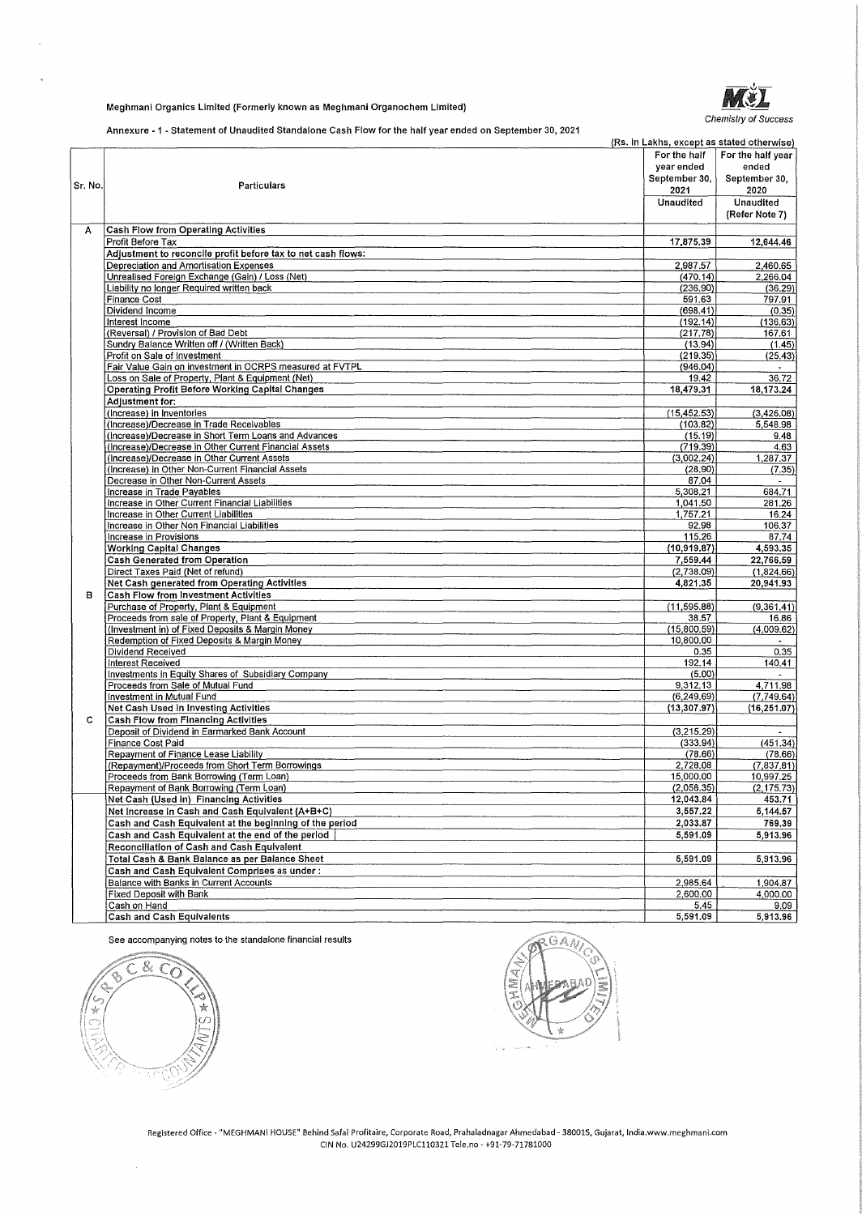Meghmani Organics Limited (Formerly known as Meghmani Organochem Limited)

*Chemistry of Success*

Annexure - 1 - Statement of Unaudited Standalone Cash Flow for the half year ended on September 30, 2021

(Rs. In Lakhs, except as stated otherwise)

| Sr. No. | Particulars | For the half year ended September 30, 2021 | For the half year ended September 30, 2020 |
|---|---|---|---|
| | | Unaudited | Unaudited (Refer Note 7) |
| A | **Cash Flow from Operating Activities** | | |
| | Profit Before Tax | 17,875.39 | 12,644.46 |
| | **Adjustment to reconcile profit before tax to net cash flows:** | | |
| | Depreciation and Amortisation Expenses | 2,987.57 | 2,460.65 |
| | Unrealised Foreign Exchange (Gain) / Loss (Net) | (470.14) | 2,266.04 |
| | Liability no longer Required written back | (236.90) | (36.29) |
| | Finance Cost | 591.63 | 797.91 |
| | Dividend Income | (698.41) | (0.35) |
| | Interest Income | (192.14) | (136.63) |
| | (Reversal) / Provision of Bad Debt | (217.78) | 167.61 |
| | Sundry Balance Written off / (Written Back) | (13.94) | (1.45) |
| | Profit on Sale of Investment | (219.35) | (25.43) |
| | Fair Value Gain on investment in OCRPS measured at FVTPL | (946.04) | - |
| | Loss on Sale of Property, Plant & Equipment (Net) | 19.42 | 36.72 |
| | **Operating Profit Before Working Capital Changes** | 18,479.31 | 18,173.24 |
| | **Adjustment for:** | | |
| | (Increase) in Inventories | (15,452.53) | (3,426.08) |
| | (Increase)/Decrease in Trade Receivables | (103.82) | 5,548.98 |
| | (Increase)/Decrease in Short Term Loans and Advances | (15.19) | 9.48 |
| | (Increase)/Decrease in Other Current Financial Assets | (719.39) | 4.63 |
| | (Increase)/Decrease in Other Current Assets | (3,002.24) | 1,287.37 |
| | (Increase) in Other Non-Current Financial Assets | (28.90) | (7.35) |
| | Decrease in Other Non-Current Assets | 87.04 | - |
| | Increase in Trade Payables | 5,308.21 | 684.71 |
| | Increase in Other Current Financial Liabilities | 1,041.50 | 281.26 |
| | Increase in Other Current Liabilities | 1,757.21 | 16.24 |
| | Increase in Other Non Financial Liabilities | 92.98 | 106.37 |
| | Increase in Provisions | 115.26 | 87.74 |
| | **Working Capital Changes** | (10,919.87) | 4,593.35 |
| | **Cash Generated from Operation** | 7,559.44 | 22,766.59 |
| | Direct Taxes Paid (Net of refund) | (2,738.09) | (1,824.66) |
| | **Net Cash generated from Operating Activities** | 4,821.35 | 20,941.93 |
| B | **Cash Flow from Investment Activities** | | |
| | Purchase of Property, Plant & Equipment | (11,595.88) | (9,361.41) |
| | Proceeds from sale of Property, Plant & Equipment | 38.57 | 16.86 |
| | (Investment in) of Fixed Deposits & Margin Money | (15,800.59) | (4,009.62) |
| | Redemption of Fixed Deposits & Margin Money | 10,800.00 | - |
| | Dividend Received | 0.35 | 0.35 |
| | Interest Received | 192.14 | 140.41 |
| | Investments in Equity Shares of Subsidiary Company | (5.00) | - |
| | Proceeds from Sale of Mutual Fund | 9,312.13 | 4,711.98 |
| | Investment in Mutual Fund | (6,249.69) | (7,749.64) |
| | **Net Cash Used in Investing Activities** | (13,307.97) | (16,251.07) |
| C | **Cash Flow from Financing Activities** | | |
| | Deposit of Dividend in Earmarked Bank Account | (3,215.29) | - |
| | Finance Cost Paid | (333.94) | (451.34) |
| | Repayment of Finance Lease Liability | (78.66) | (78.66) |
| | (Repayment)/Proceeds from Short Term Borrowings | 2,728.08 | (7,837.81) |
| | Proceeds from Bank Borrowing (Term Loan) | 15,000.00 | 10,997.25 |
| | Repayment of Bank Borrowing (Term Loan) | (2,056.35) | (2,175.73) |
| | **Net Cash (Used in) Financing Activities** | 12,043.84 | 453.71 |
| | **Net Increase in Cash and Cash Equivalent (A+B+C)** | 3,557.22 | 5,144.57 |
| | **Cash and Cash Equivalent at the beginning of the period** | 2,033.87 | 769.39 |
| | **Cash and Cash Equivalent at the end of the period** | 5,591.09 | 5,913.96 |
| | **Reconciliation of Cash and Cash Equivalent** | | |
| | **Total Cash & Bank Balance as per Balance Sheet** | 5,591.09 | 5,913.96 |
| | **Cash and Cash Equivalent Comprises as under :** | | |
| | Balance with Banks in Current Accounts | 2,985.64 | 1,904.87 |
| | Fixed Deposit with Bank | 2,600.00 | 4,000.00 |
| | Cash on Hand | 5.45 | 9.09 |
| | **Cash and Cash Equivalents** | 5,591.09 | 5,913.96 |

See accompanying notes to the standalone financial results

Registered Office - "MEGHMANI HOUSE" Behind Safal Profitaire, Corporate Road, Prahaladnagar Ahmedabad - 380015, Gujarat, India.www.meghmani.com
CIN No. U24299GJ2019PLC110321 Tele.no - +91-79-71781000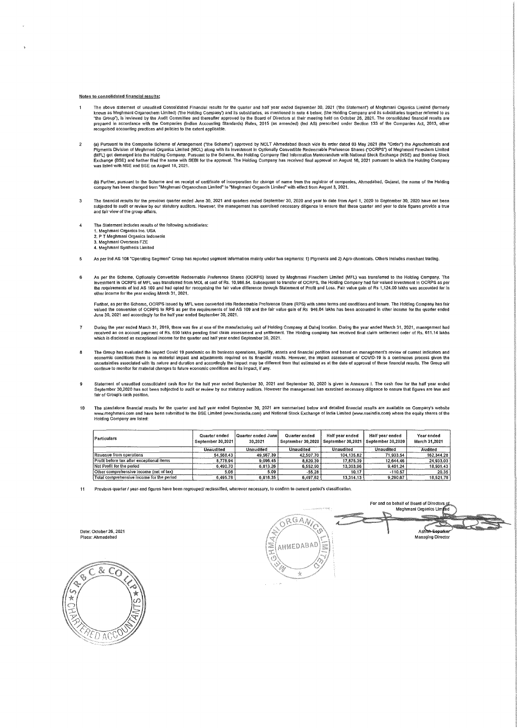**Notes to consolidated financial results:**

1. The above statement of unaudited Consolidated Financial results for the quarter and half year ended September 30, 2021 ('the Statement') of Meghmani Organics Limited (formerly known as Meghmani Organochem Limited) ('the Holding Company') and its subsidiaries, as mentioned in note 4 below, (the Holding Company and its subsidiaries together referred to as "the Group"), is reviewed by the Audit Committee and thereafter approved by the Board of Directors at their meeting held on October 26, 2021. The consolidated financial results are prepared in accordance with the Companies (Indian Accounting Standards) Rules, 2015 (as amended) (Ind AS) prescribed under Section 133 of the Companies Act, 2013, other recognised accounting practices and policies to the extent applicable.

2. (a) Pursuant to the Composite Scheme of Arrangement ("the Scheme") approved by NCLT Ahmedabad Bench vide its order dated 03 May 2021 (the "Order") the Agrochemicals and Pigments Division of Meghmani Organics Limited (MOL) along with its investment in Optionally Convertible Redeemable Preference Shares ("OCRPS") of Meghmani Finechem Limited (MFL) got demerged into the Holding Company. Pursuant to the Scheme, the Holding Company filed Information Memorandum with National Stock Exchange (NSE) and Bombay Stock Exchange (BSE) and further filed the same with SEBI for the approval. The Holding Company has received final approval on August 16, 2021 pursuant to which the Holding Company was listed with NSE and BSE on August 18, 2021.

   (b) Further, pursuant to the Scheme and on receipt of certificate of incorporation for change of name from the registrar of companies, Ahmedabad, Gujarat, the name of the Holding company has been changed from "Meghmani Organochem Limited" to "Meghmani Organcis Limited" with effect from August 3, 2021.

3. The financial results for the previous quarter ended June 30, 2021 and quarters ended September 30, 2020 and year to date from April 1, 2020 to September 30, 2020 have not been subjected to audit or review by our statutory auditors. However, the management has exercised necessary diligence to ensure that these quarter and year to date figures provide a true and fair view of the group affairs.

4. The Statement includes results of the following subsidiaries:
   1. Meghmani Organics Inc. USA
   2. P T Meghmani Organics Indonesia
   3. Meghmani Overseas FZE
   4. Meghmani Synthesis Limited

5. As per Ind AS 108 "Operating Segment" Group has reported segment information mainly under two segments: 1) Pigments and 2) Agro-chemicals. Others includes merchant trading.

6. As per the Scheme, Optionally Convertible Redeemable Preference Shares (OCRPS) issued by Meghmani Finechem Limited (MFL) was transferred to the Holding Company. The investment in OCRPS of MFL was transferred from MOL at cost of Rs. 10,986.54. Subsequent to transfer of OCRPS, the Holding Company had fair valued investment in OCRPS as per the requirements of Ind AS 109 and had opted for recognising the fair value difference through Statement of Profit and Loss. Fair value gain of Rs 1,124.00 lakhs was accounted for in other income for the year ending March 31, 2021.

   Further, as per the Scheme, OCRPS issued by MFL were converted into Redeemable Preference Share (RPS) with same terms and conditions and tenure. The Holding Company has fair valued the conversion of OCRPS to RPS as per the requirements of Ind AS 109 and the fair value gain of Rs 946.04 lakhs has been accounted in other income for the quarter ended June 30, 2021 and accordingly for the half year ended September 30, 2021.

7. During the year ended March 31, 2019, there was fire at one of the manufacturing unit of Holding Company at Dahej location. During the year ended March 31, 2021, management had received an on account payment of Rs. 650 lakhs pending final claim assessment and settlement. The Holding company has received final claim settlement order of Rs. 611.14 lakhs which is disclosed as exceptional income for the quarter and half year ended September 30, 2021.

8. The Group has evaluated the impact Covid 19 pandemic on its business operations, liquidity, assets and financial position and based on management's review of current indicators and economic conditions there is no material impact and adjustments required on its financial results. However, the impact assessment of COVID-19 is a continuous process given the uncertainties associated with its nature and duration and accordingly the impact may be different from that estimated as at the date of approval of these financial results. The Group will continue to monitor for material changes to future economic conditions and its impact, if any.

9. Statement of unaudited consolidated cash flow for the half year ended September 30, 2021 and September 30, 2020 is given in Annexure I. The cash flow for the half year ended September 30,2020 has not been subjected to audit or review by our statutory auditors. However the management has exercised necessary diligence to ensure that figures are true and fair of Group's cash position.

10. The standalone financial results for the quarter and half year ended September 30, 2021 are summarised below and detailed financial results are available on Company's website www.meghmani.com and have been submitted to the BSE Limited (www.bseindia.com) and National Stock Exchange of India Limited (www.nseindia.com) where the equity shares of the Holding Company are listed:

| Particulars | Quarter ended September 30,2021 | Quarter ended June 30,2021 | Quarter ended September 30,2020 | Half year ended September 30,2021 | Half year ended September 30,2020 | Year ended March 31,2021 |
|---|---|---|---|---|---|---|
| | Unaudited | Unaudited | Unaudited | Unaudited | Unaudited | Audited |
| Revenue from operations | 54,568.43 | 49,567.39 | 42,507.70 | 104,135.82 | 71,933.54 | 162,344.28 |
| Profit before tax after exceptional items | 8,778.94 | 9,096.45 | 8,820.39 | 17,875.39 | 12,644.46 | 24,933.03 |
| Net Profit for the period | 6,490.70 | 6,813.26 | 6,552.90 | 13,303.96 | 9,401.24 | 18,501.43 |
| Other comprehensive income (net of tax) | 5.08 | 5.09 | -55.28 | 10.17 | -110.57 | 20.35 |
| Total comprehensive income for the period | 6,495.78 | 6,818.35 | 6,497.62 | 13,314.13 | 9,290.67 | 18,521.78 |

11. Previous quarter / year-end figures have been regrouped/ reclassified, wherever necessary, to confirm to current period's classification.

Date: October 26, 2021
Place: Ahmedabad

For and on behalf of Board of Directors of
Meghmani Organics Limited

Ashish Soparkar
Managing Director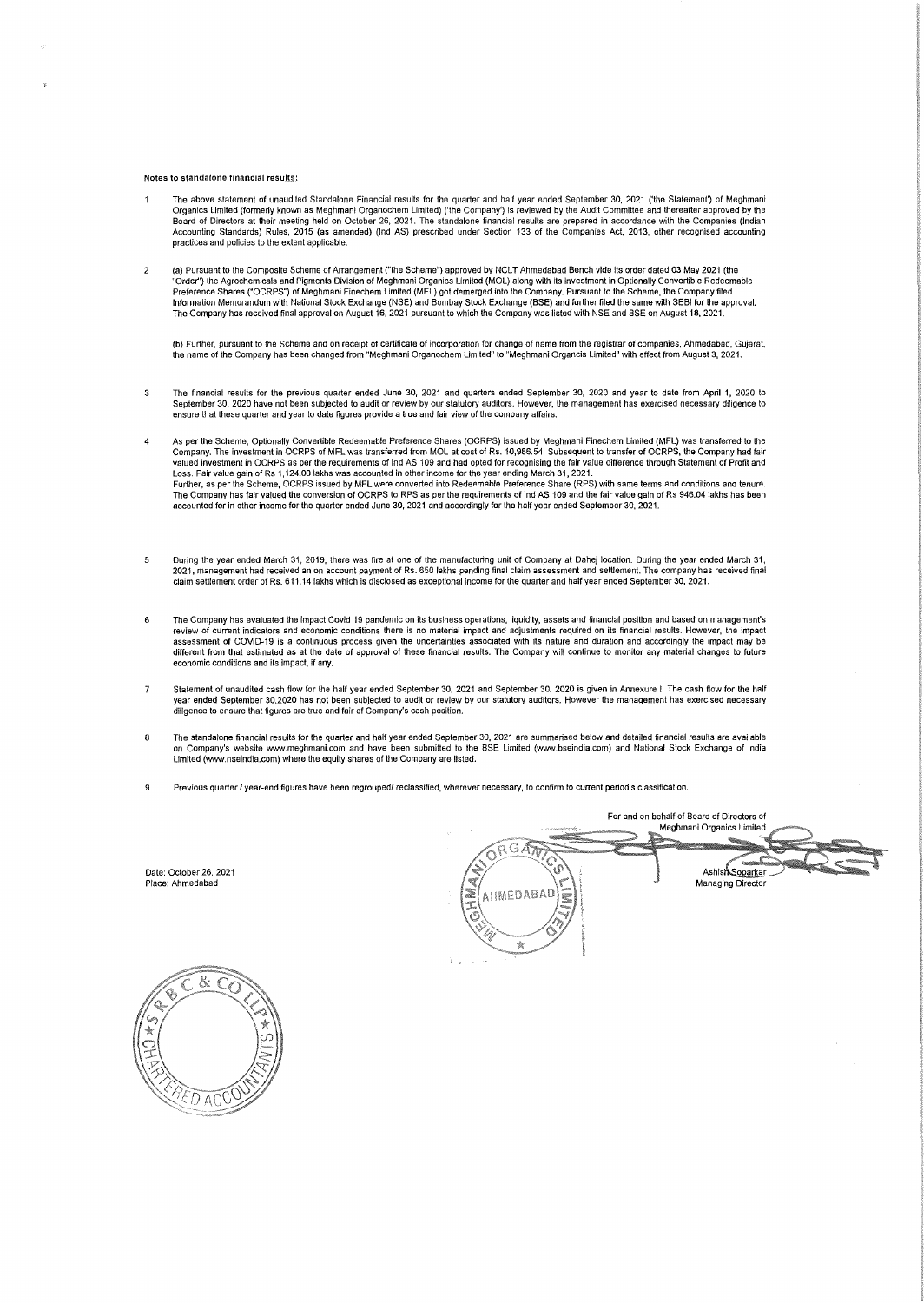**Notes to standalone financial results:**

1. The above statement of unaudited Standalone Financial results for the quarter and half year ended September 30, 2021 ('the Statement') of Meghmani Organics Limited (formerly known as Meghmani Organochem Limited) ('the Company') is reviewed by the Audit Committee and thereafter approved by the Board of Directors at their meeting held on October 26, 2021. The standalone financial results are prepared in accordance with the Companies (Indian Accounting Standards) Rules, 2015 (as amended) (Ind AS) prescribed under Section 133 of the Companies Act, 2013, other recognised accounting practices and policies to the extent applicable.

2. (a) Pursuant to the Composite Scheme of Arrangement ("the Scheme") approved by NCLT Ahmedabad Bench vide its order dated 03 May 2021 (the "Order") the Agrochemicals and Pigments Division of Meghmani Organics Limited (MOL) along with its investment in Optionally Convertible Redeemable Preference Shares ("OCRPS") of Meghmani Finechem Limited (MFL) got demerged into the Company. Pursuant to the Scheme, the Company filed Information Memorandum with National Stock Exchange (NSE) and Bombay Stock Exchange (BSE) and further filed the same with SEBI for the approval. The Company has received final approval on August 16, 2021 pursuant to which the Company was listed with NSE and BSE on August 18, 2021.

   (b) Further, pursuant to the Scheme and on receipt of certificate of incorporation for change of name from the registrar of companies, Ahmedabad, Gujarat, the name of the Company has been changed from "Meghmani Organochem Limited" to "Meghmani Organics Limited" with effect from August 3, 2021.

3. The financial results for the previous quarter ended June 30, 2021 and quarters ended September 30, 2020 and year to date from April 1, 2020 to September 30, 2020 have not been subjected to audit or review by our statutory auditors. However, the management has exercised necessary diligence to ensure that these quarter and year to date figures provide a true and fair view of the company affairs.

4. As per the Scheme, Optionally Convertible Redeemable Preference Shares (OCRPS) issued by Meghmani Finechem Limited (MFL) was transferred to the Company. The investment in OCRPS of MFL was transferred from MOL at cost of Rs. 10,986.54. Subsequent to transfer of OCRPS, the Company had fair valued investment in OCRPS as per the requirements of Ind AS 109 and had opted for recognising the fair value difference through Statement of Profit and Loss. Fair value gain of Rs 1,124.00 lakhs was accounted in other income for the year ending March 31, 2021.
   Further, as per the Scheme, OCRPS issued by MFL were converted into Redeemable Preference Share (RPS) with same terms and conditions and tenure. The Company has fair valued the conversion of OCRPS to RPS as per the requirements of Ind AS 109 and the fair value gain of Rs 946.04 lakhs has been accounted for in other income for the quarter ended June 30, 2021 and accordingly for the half year ended September 30, 2021.

5. During the year ended March 31, 2019, there was fire at one of the manufacturing unit of Company at Dahej location. During the year ended March 31, 2021, management had received an on account payment of Rs. 650 lakhs pending final claim assessment and settlement. The company has received final claim settlement order of Rs. 611.14 lakhs which is disclosed as exceptional income for the quarter and half year ended September 30, 2021.

6. The Company has evaluated the impact Covid 19 pandemic on its business operations, liquidity, assets and financial position and based on management's review of current indicators and economic conditions there is no material impact and adjustments required on its financial results. However, the impact assessment of COVID-19 is a continuous process given the uncertainties associated with its nature and duration and accordingly the impact may be different from that estimated as at the date of approval of these financial results. The Company will continue to monitor any material changes to future economic conditions and its impact, if any.

7. Statement of unaudited cash flow for the half year ended September 30, 2021 and September 30, 2020 is given in Annexure I. The cash flow for the half year ended September 30,2020 has not been subjected to audit or review by our statutory auditors. However the management has exercised necessary diligence to ensure that figures are true and fair of Company's cash position.

8. The standalone financial results for the quarter and half year ended September 30, 2021 are summarised below and detailed financial results are available on Company's website www.meghmani.com and have been submitted to the BSE Limited (www.bseindia.com) and National Stock Exchange of India Limited (www.nseindia.com) where the equity shares of the Company are listed.

9. Previous quarter / year-end figures have been regrouped/ reclassified, wherever necessary, to confirm to current period's classification.

Date: October 26, 2021
Place: Ahmedabad

For and on behalf of Board of Directors of
Meghmani Organics Limited

Ashish Soparkar
Managing Director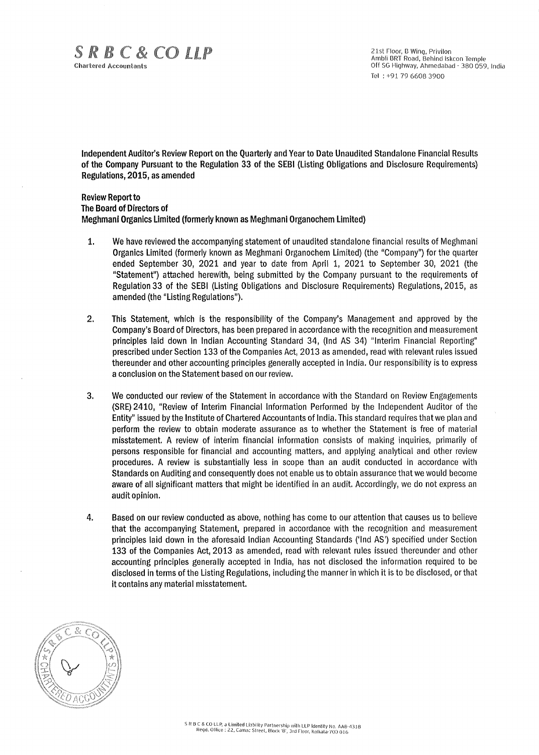**S R B C & CO LLP**
Chartered Accountants

21st Floor, B Wing, Privilon
Ambli BRT Road, Behind Iskcon Temple
Off SG Highway, Ahmedabad - 380 059, India
Tel : +91 79 6608 3900

**Independent Auditor's Review Report on the Quarterly and Year to Date Unaudited Standalone Financial Results of the Company Pursuant to the Regulation 33 of the SEBI (Listing Obligations and Disclosure Requirements) Regulations, 2015, as amended**

**Review Report to**
**The Board of Directors of**
**Meghmani Organics Limited (formerly known as Meghmani Organochem Limited)**

1. We have reviewed the accompanying statement of unaudited standalone financial results of Meghmani Organics Limited (formerly known as Meghmani Organochem Limited) (the "Company") for the quarter ended September 30, 2021 and year to date from April 1, 2021 to September 30, 2021 (the "Statement") attached herewith, being submitted by the Company pursuant to the requirements of Regulation 33 of the SEBI (Listing Obligations and Disclosure Requirements) Regulations, 2015, as amended (the "Listing Regulations").

2. This Statement, which is the responsibility of the Company's Management and approved by the Company's Board of Directors, has been prepared in accordance with the recognition and measurement principles laid down in Indian Accounting Standard 34, (Ind AS 34) "Interim Financial Reporting" prescribed under Section 133 of the Companies Act, 2013 as amended, read with relevant rules issued thereunder and other accounting principles generally accepted in India. Our responsibility is to express a conclusion on the Statement based on our review.

3. We conducted our review of the Statement in accordance with the Standard on Review Engagements (SRE) 2410, "Review of Interim Financial Information Performed by the Independent Auditor of the Entity" issued by the Institute of Chartered Accountants of India. This standard requires that we plan and perform the review to obtain moderate assurance as to whether the Statement is free of material misstatement. A review of interim financial information consists of making inquiries, primarily of persons responsible for financial and accounting matters, and applying analytical and other review procedures. A review is substantially less in scope than an audit conducted in accordance with Standards on Auditing and consequently does not enable us to obtain assurance that we would become aware of all significant matters that might be identified in an audit. Accordingly, we do not express an audit opinion.

4. Based on our review conducted as above, nothing has come to our attention that causes us to believe that the accompanying Statement, prepared in accordance with the recognition and measurement principles laid down in the aforesaid Indian Accounting Standards ('Ind AS') specified under Section 133 of the Companies Act, 2013 as amended, read with relevant rules issued thereunder and other accounting principles generally accepted in India, has not disclosed the information required to be disclosed in terms of the Listing Regulations, including the manner in which it is to be disclosed, or that it contains any material misstatement.

S R B C & CO LLP, a Limited Liability Partnership with LLP Identity No. AAB-4318
Regd. Office : 22, Camac Street, Block 'B', 3rd Floor, Kolkata-700 016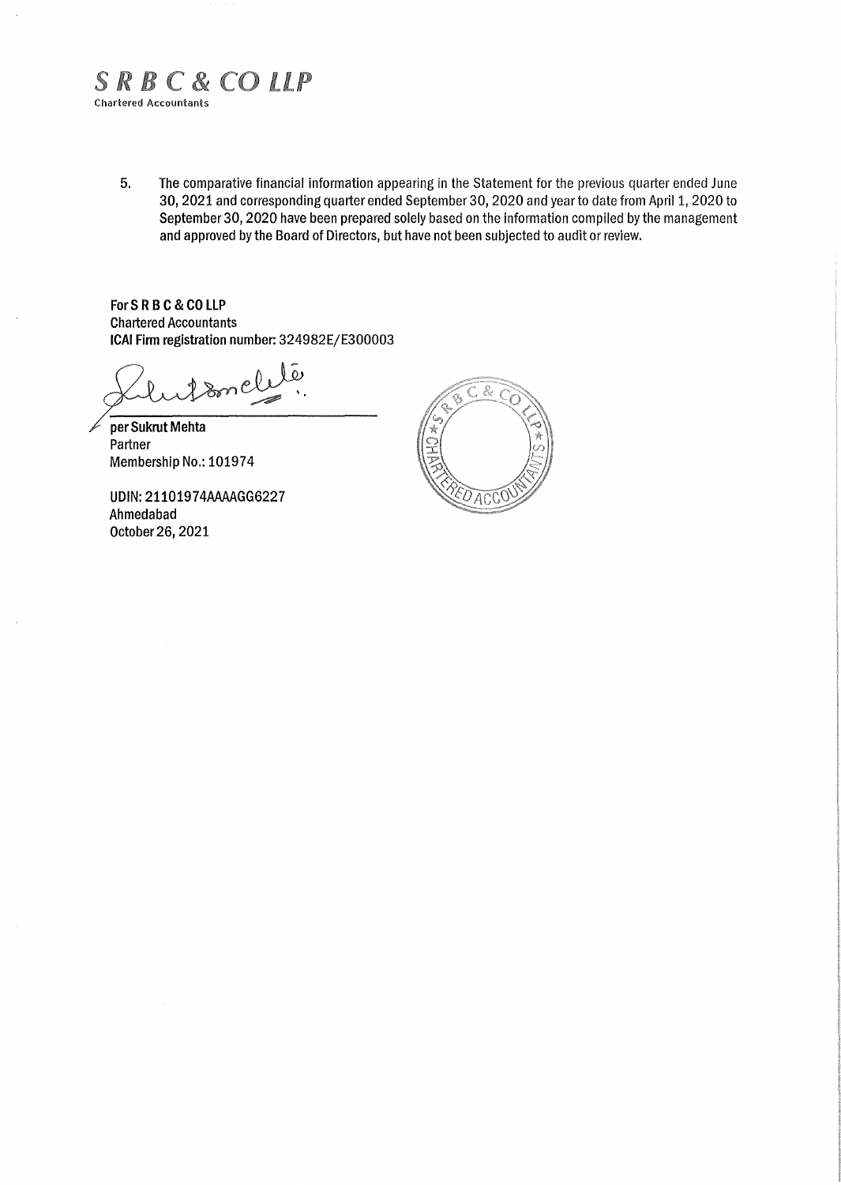5. The comparative financial information appearing in the Statement for the previous quarter ended June 30, 2021 and corresponding quarter ended September 30, 2020 and year to date from April 1, 2020 to September 30, 2020 have been prepared solely based on the information compiled by the management and approved by the Board of Directors, but have not been subjected to audit or review.

**For S R B C & CO LLP**
Chartered Accountants
**ICAI Firm registration number:** 324982E/E300003

**per Sukrut Mehta**
Partner
Membership No.: 101974

UDIN: 21101974AAAAGG6227
Ahmedabad
October 26, 2021